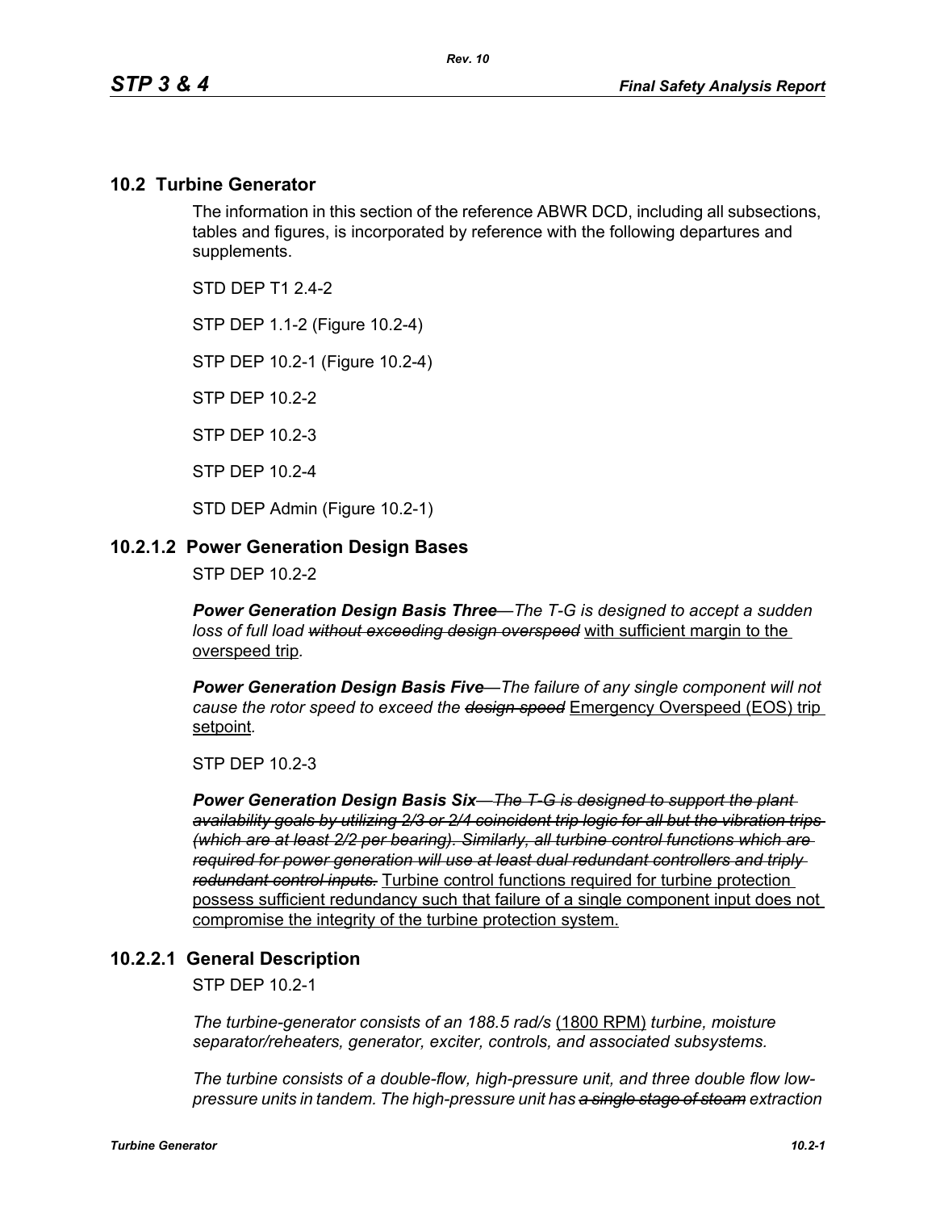## 10.2 Turbine Generator

The information in this section of the reference ABWR DCD, including all subsections, tables and figures, is incorporated by reference with the following departures and supplements.

STD DEP T1 2.4-2

STP DEP 1.1-2 (Figure 10.2-4)

STP DEP 10.2-1 (Figure 10.2-4)

STP DEP 10.2-2

STP DEP 10.2-3

STP DEP 10.2-4

STD DEP Admin (Figure 10.2-1)

### 10.2.1.2 Power Generation Design Bases

STP DEP 10.2-2

***Power Generation Design Basis Three****—The T-G is designed to accept a sudden loss of full load ~~without exceeding design overspeed~~* <u>with sufficient margin to the overspeed trip</u>*.*

***Power Generation Design Basis Five****—The failure of any single component will not cause the rotor speed to exceed the ~~design speed~~* <u>Emergency Overspeed (EOS) trip setpoint</u>*.*

STP DEP 10.2-3

***Power Generation Design Basis Six****~~—The T-G is designed to support the plant availability goals by utilizing 2/3 or 2/4 coincident trip logic for all but the vibration trips (which are at least 2/2 per bearing). Similarly, all turbine control functions which are required for power generation will use at least dual redundant controllers and triply redundant control inputs.~~* <u>Turbine control functions required for turbine protection possess sufficient redundancy such that failure of a single component input does not compromise the integrity of the turbine protection system.</u>

### 10.2.2.1 General Description

STP DEP 10.2-1

*The turbine-generator consists of an 188.5 rad/s* <u>(1800 RPM)</u> *turbine, moisture separator/reheaters, generator, exciter, controls, and associated subsystems.*

*The turbine consists of a double-flow, high-pressure unit, and three double flow low-pressure units in tandem. The high-pressure unit has ~~a single stage of steam~~ extraction*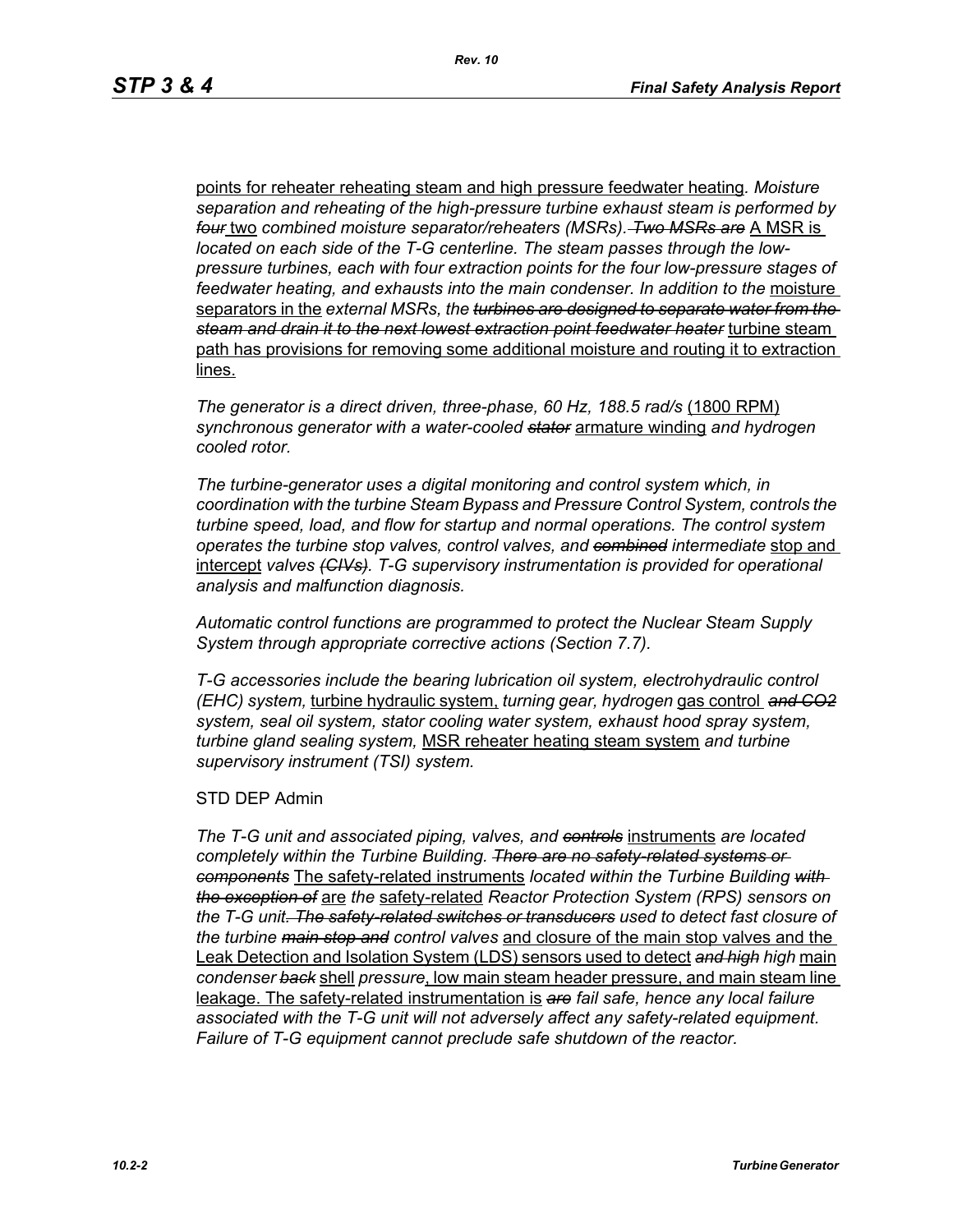points for reheater reheating steam and high pressure feedwater heating. *Moisture separation and reheating of the high-pressure turbine exhaust steam is performed by* ~~*four*~~ two *combined moisture separator/reheaters (MSRs).* ~~*Two MSRs are*~~ A MSR is *located on each side of the T-G centerline. The steam passes through the low-pressure turbines, each with four extraction points for the four low-pressure stages of feedwater heating, and exhausts into the main condenser. In addition to the* moisture separators in the *external MSRs, the* ~~*turbines are designed to separate water from the steam and drain it to the next lowest extraction point feedwater heater*~~ turbine steam path has provisions for removing some additional moisture and routing it to extraction lines.

*The generator is a direct driven, three-phase, 60 Hz, 188.5 rad/s* (1800 RPM) *synchronous generator with a water-cooled* ~~*stator*~~ armature winding *and hydrogen cooled rotor.*

*The turbine-generator uses a digital monitoring and control system which, in coordination with the turbine Steam Bypass and Pressure Control System, controls the turbine speed, load, and flow for startup and normal operations. The control system operates the turbine stop valves, control valves, and* ~~*combined*~~ *intermediate* stop and intercept *valves* ~~*(CIVs)*~~*. T-G supervisory instrumentation is provided for operational analysis and malfunction diagnosis.*

*Automatic control functions are programmed to protect the Nuclear Steam Supply System through appropriate corrective actions (Section 7.7).*

*T-G accessories include the bearing lubrication oil system, electrohydraulic control (EHC) system,* turbine hydraulic system, *turning gear, hydrogen* gas control ~~*and CO2*~~ *system, seal oil system, stator cooling water system, exhaust hood spray system, turbine gland sealing system,* MSR reheater heating steam system *and turbine supervisory instrument (TSI) system.*

STD DEP Admin

*The T-G unit and associated piping, valves, and* ~~*controls*~~ instruments *are located completely within the Turbine Building.* ~~*There are no safety-related systems or components*~~ The safety-related instruments *located within the Turbine Building* ~~*with the exception of*~~ are *the* safety-related *Reactor Protection System (RPS) sensors on the T-G unit*~~*. The safety-related switches or transducers*~~ *used to detect fast closure of the turbine* ~~*main stop and*~~ *control valves* and closure of the main stop valves and the Leak Detection and Isolation System (LDS) sensors used to detect ~~*and high*~~ *high* main *condenser* ~~*back*~~ shell *pressure*, low main steam header pressure, and main steam line leakage. The safety-related instrumentation is ~~*are*~~ *fail safe, hence any local failure associated with the T-G unit will not adversely affect any safety-related equipment. Failure of T-G equipment cannot preclude safe shutdown of the reactor.*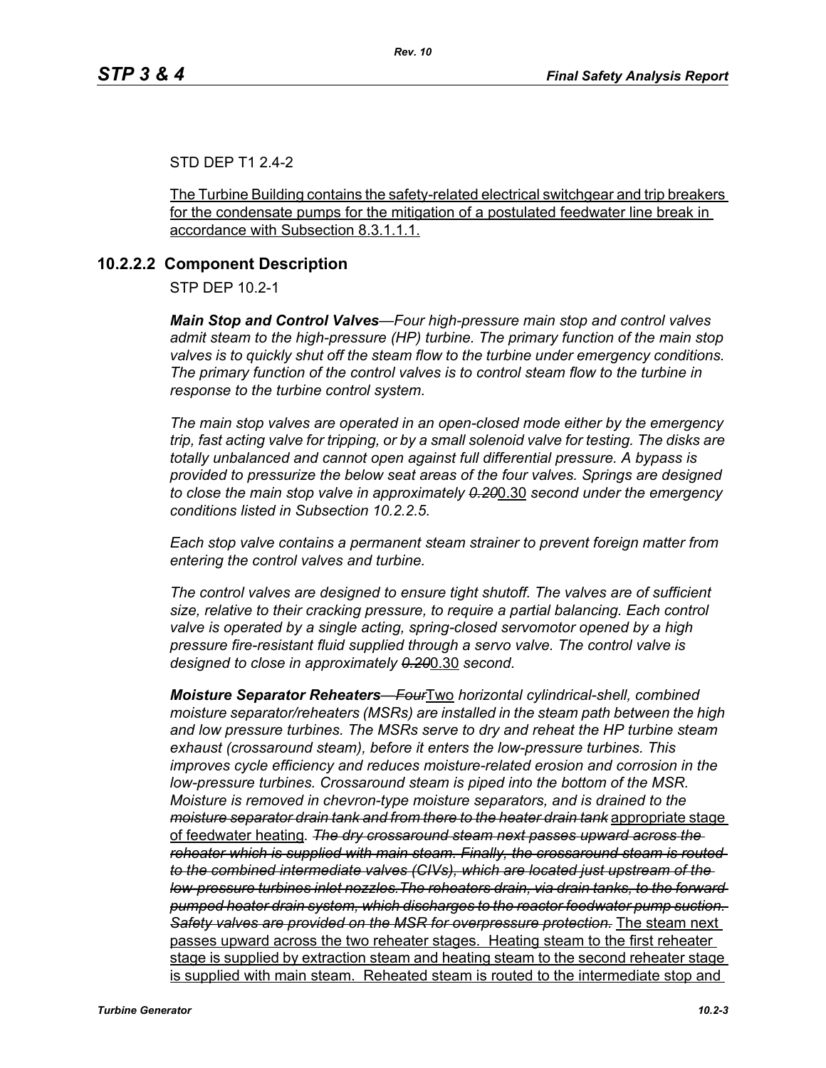STD DEP T1 2.4-2

The Turbine Building contains the safety-related electrical switchgear and trip breakers for the condensate pumps for the mitigation of a postulated feedwater line break in accordance with Subsection 8.3.1.1.1.

## 10.2.2.2 Component Description

STP DEP 10.2-1

***Main Stop and Control Valves****—Four high-pressure main stop and control valves admit steam to the high-pressure (HP) turbine. The primary function of the main stop valves is to quickly shut off the steam flow to the turbine under emergency conditions. The primary function of the control valves is to control steam flow to the turbine in response to the turbine control system.*

*The main stop valves are operated in an open-closed mode either by the emergency trip, fast acting valve for tripping, or by a small solenoid valve for testing. The disks are totally unbalanced and cannot open against full differential pressure. A bypass is provided to pressurize the below seat areas of the four valves. Springs are designed to close the main stop valve in approximately ~~0.20~~*0.30 *second under the emergency conditions listed in Subsection 10.2.2.5.*

*Each stop valve contains a permanent steam strainer to prevent foreign matter from entering the control valves and turbine.*

*The control valves are designed to ensure tight shutoff. The valves are of sufficient size, relative to their cracking pressure, to require a partial balancing. Each control valve is operated by a single acting, spring-closed servomotor opened by a high pressure fire-resistant fluid supplied through a servo valve. The control valve is designed to close in approximately ~~0.20~~*0.30 *second.*

***Moisture Separator Reheaters****—~~Four~~*Two *horizontal cylindrical-shell, combined moisture separator/reheaters (MSRs) are installed in the steam path between the high and low pressure turbines. The MSRs serve to dry and reheat the HP turbine steam exhaust (crossaround steam), before it enters the low-pressure turbines. This improves cycle efficiency and reduces moisture-related erosion and corrosion in the low-pressure turbines. Crossaround steam is piped into the bottom of the MSR. Moisture is removed in chevron-type moisture separators, and is drained to the ~~moisture separator drain tank and from there to the heater drain tank~~* appropriate stage of feedwater heating. *~~The dry crossaround steam next passes upward across the reheater which is supplied with main steam. Finally, the crossaround steam is routed to the combined intermediate valves (CIVs), which are located just upstream of the low-pressure turbines inlet nozzles.The reheaters drain, via drain tanks, to the forward pumped heater drain system, which discharges to the reactor feedwater pump suction. Safety valves are provided on the MSR for overpressure protection.~~* The steam next passes upward across the two reheater stages. Heating steam to the first reheater stage is supplied by extraction steam and heating steam to the second reheater stage is supplied with main steam. Reheated steam is routed to the intermediate stop and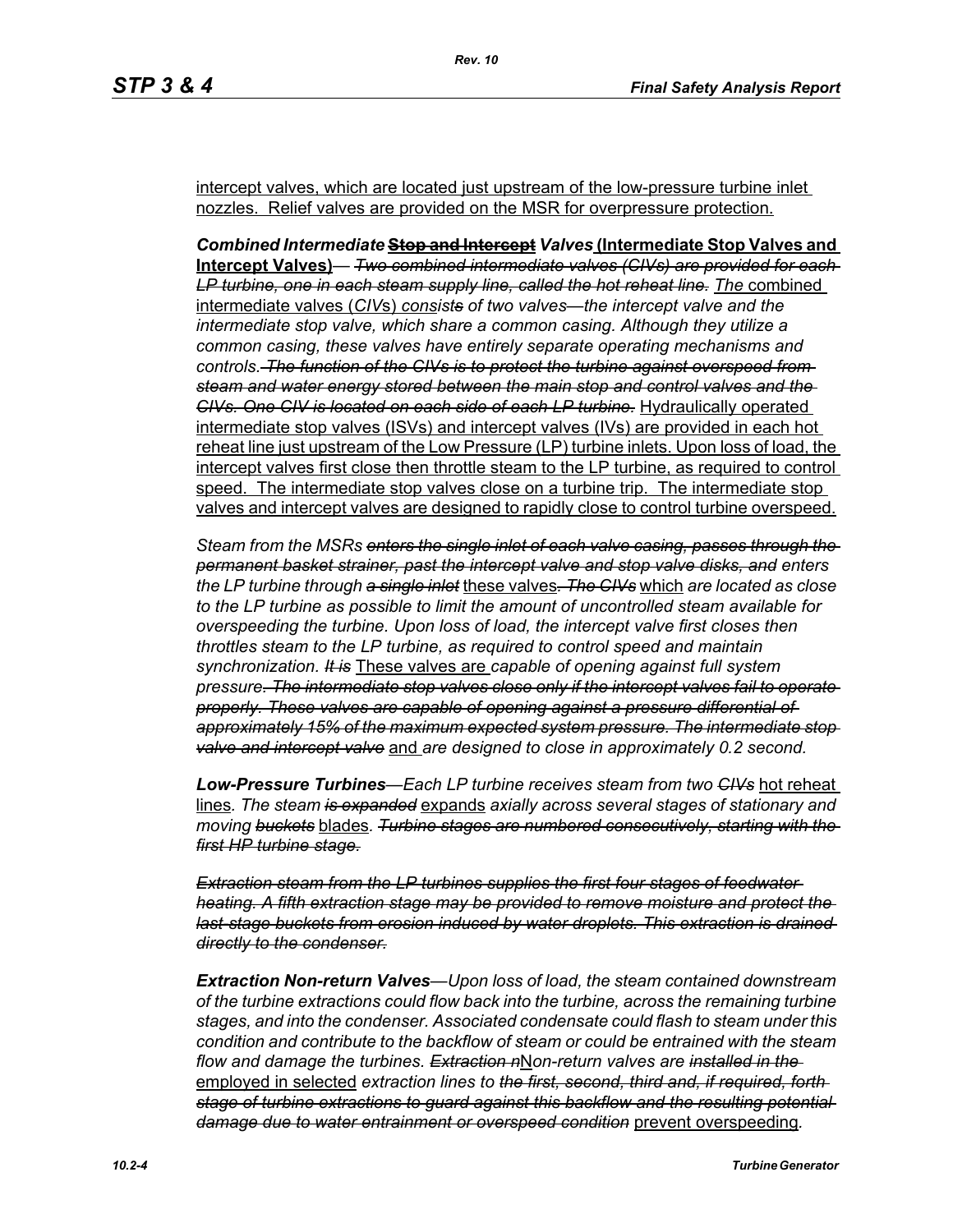intercept valves, which are located just upstream of the low-pressure turbine inlet nozzles. Relief valves are provided on the MSR for overpressure protection.

***Combined Intermediate*** ~~**Stop and Intercept**~~ ***Valves*** **(Intermediate Stop Valves and Intercept Valves)**— ~~*Two combined intermediate valves (CIVs) are provided for each LP turbine, one in each steam supply line, called the hot reheat line.*~~ *The* combined intermediate valves (*CIV*s) *consist~~s~~ of two valves—the intercept valve and the intermediate stop valve, which share a common casing. Although they utilize a common casing, these valves have entirely separate operating mechanisms and controls.* ~~*The function of the CIVs is to protect the turbine against overspeed from steam and water energy stored between the main stop and control valves and the CIVs. One CIV is located on each side of each LP turbine.*~~ Hydraulically operated intermediate stop valves (ISVs) and intercept valves (IVs) are provided in each hot reheat line just upstream of the Low Pressure (LP) turbine inlets. Upon loss of load, the intercept valves first close then throttle steam to the LP turbine, as required to control speed. The intermediate stop valves close on a turbine trip. The intermediate stop valves and intercept valves are designed to rapidly close to control turbine overspeed.

*Steam from the MSRs* ~~*enters the single inlet of each valve casing, passes through the permanent basket strainer, past the intercept valve and stop valve disks, and*~~ *enters the LP turbine through* ~~*a single inlet*~~ these valves~~*. The CIVs*~~ which *are located as close to the LP turbine as possible to limit the amount of uncontrolled steam available for overspeeding the turbine. Upon loss of load, the intercept valve first closes then throttles steam to the LP turbine, as required to control speed and maintain synchronization.* ~~*It is*~~ These valves are *capable of opening against full system pressure*~~*. The intermediate stop valves close only if the intercept valves fail to operate properly. These valves are capable of opening against a pressure differential of approximately 15% of the maximum expected system pressure. The intermediate stop valve and intercept valve*~~ and *are designed to close in approximately 0.2 second.*

***Low-Pressure Turbines****—Each LP turbine receives steam from two* ~~*CIVs*~~ hot reheat lines*. The steam* ~~*is expanded*~~ expands *axially across several stages of stationary and moving* ~~*buckets*~~ blades*.* ~~*Turbine stages are numbered consecutively, starting with the first HP turbine stage.*~~

~~*Extraction steam from the LP turbines supplies the first four stages of feedwater heating. A fifth extraction stage may be provided to remove moisture and protect the last-stage buckets from erosion induced by water droplets. This extraction is drained directly to the condenser.*~~

***Extraction Non-return Valves****—Upon loss of load, the steam contained downstream of the turbine extractions could flow back into the turbine, across the remaining turbine stages, and into the condenser. Associated condensate could flash to steam under this condition and contribute to the backflow of steam or could be entrained with the steam flow and damage the turbines.* ~~*Extraction n*~~N*on-return valves are* ~~*installed in the*~~ employed in selected *extraction lines to* ~~*the first, second, third and, if required, forth stage of turbine extractions to guard against this backflow and the resulting potential damage due to water entrainment or overspeed condition*~~ prevent overspeeding*.*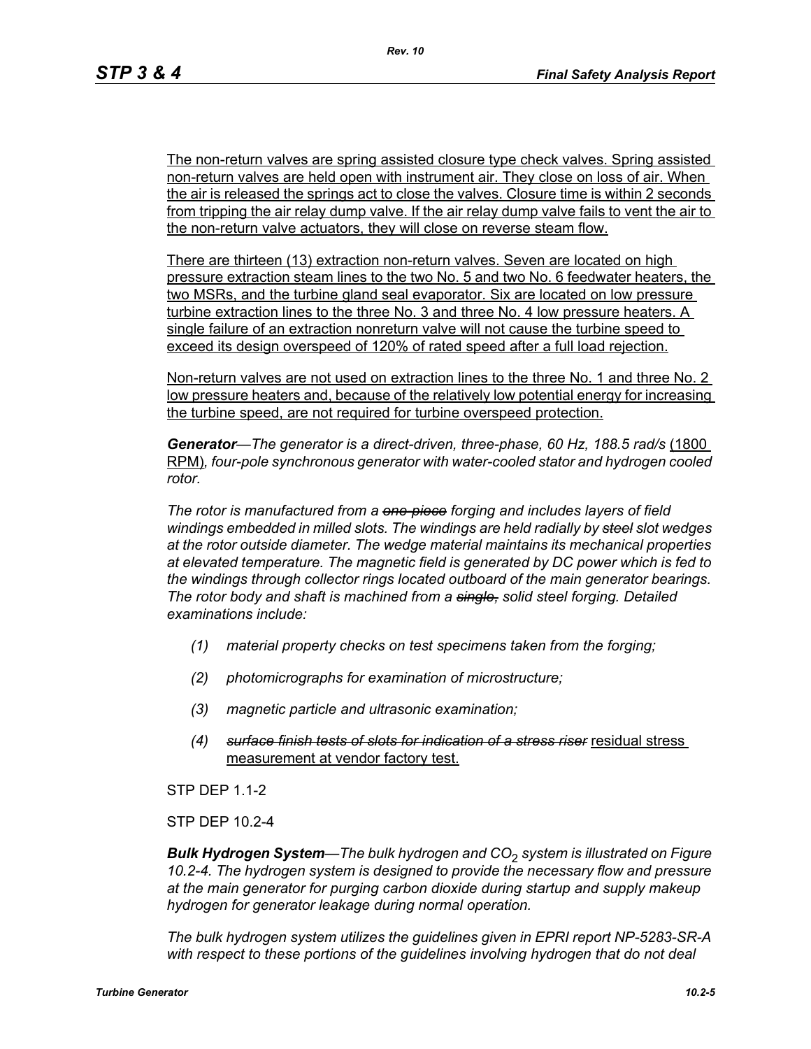The non-return valves are spring assisted closure type check valves. Spring assisted non-return valves are held open with instrument air. They close on loss of air. When the air is released the springs act to close the valves. Closure time is within 2 seconds from tripping the air relay dump valve. If the air relay dump valve fails to vent the air to the non-return valve actuators, they will close on reverse steam flow.

There are thirteen (13) extraction non-return valves. Seven are located on high pressure extraction steam lines to the two No. 5 and two No. 6 feedwater heaters, the two MSRs, and the turbine gland seal evaporator. Six are located on low pressure turbine extraction lines to the three No. 3 and three No. 4 low pressure heaters. A single failure of an extraction nonreturn valve will not cause the turbine speed to exceed its design overspeed of 120% of rated speed after a full load rejection.

Non-return valves are not used on extraction lines to the three No. 1 and three No. 2 low pressure heaters and, because of the relatively low potential energy for increasing the turbine speed, are not required for turbine overspeed protection.

***Generator****—The generator is a direct-driven, three-phase, 60 Hz, 188.5 rad/s* (1800 RPM)*, four-pole synchronous generator with water-cooled stator and hydrogen cooled rotor.*

*The rotor is manufactured from a ~~one-piece~~ forging and includes layers of field windings embedded in milled slots. The windings are held radially by ~~steel~~ slot wedges at the rotor outside diameter. The wedge material maintains its mechanical properties at elevated temperature. The magnetic field is generated by DC power which is fed to the windings through collector rings located outboard of the main generator bearings. The rotor body and shaft is machined from a ~~single,~~ solid steel forging. Detailed examinations include:*

*(1) material property checks on test specimens taken from the forging;*

*(2) photomicrographs for examination of microstructure;*

*(3) magnetic particle and ultrasonic examination;*

*(4) ~~surface finish tests of slots for indication of a stress riser~~* residual stress measurement at vendor factory test.

STP DEP 1.1-2

STP DEP 10.2-4

***Bulk Hydrogen System****—The bulk hydrogen and $CO_2$ system is illustrated on Figure 10.2-4. The hydrogen system is designed to provide the necessary flow and pressure at the main generator for purging carbon dioxide during startup and supply makeup hydrogen for generator leakage during normal operation.*

*The bulk hydrogen system utilizes the guidelines given in EPRI report NP-5283-SR-A with respect to these portions of the guidelines involving hydrogen that do not deal*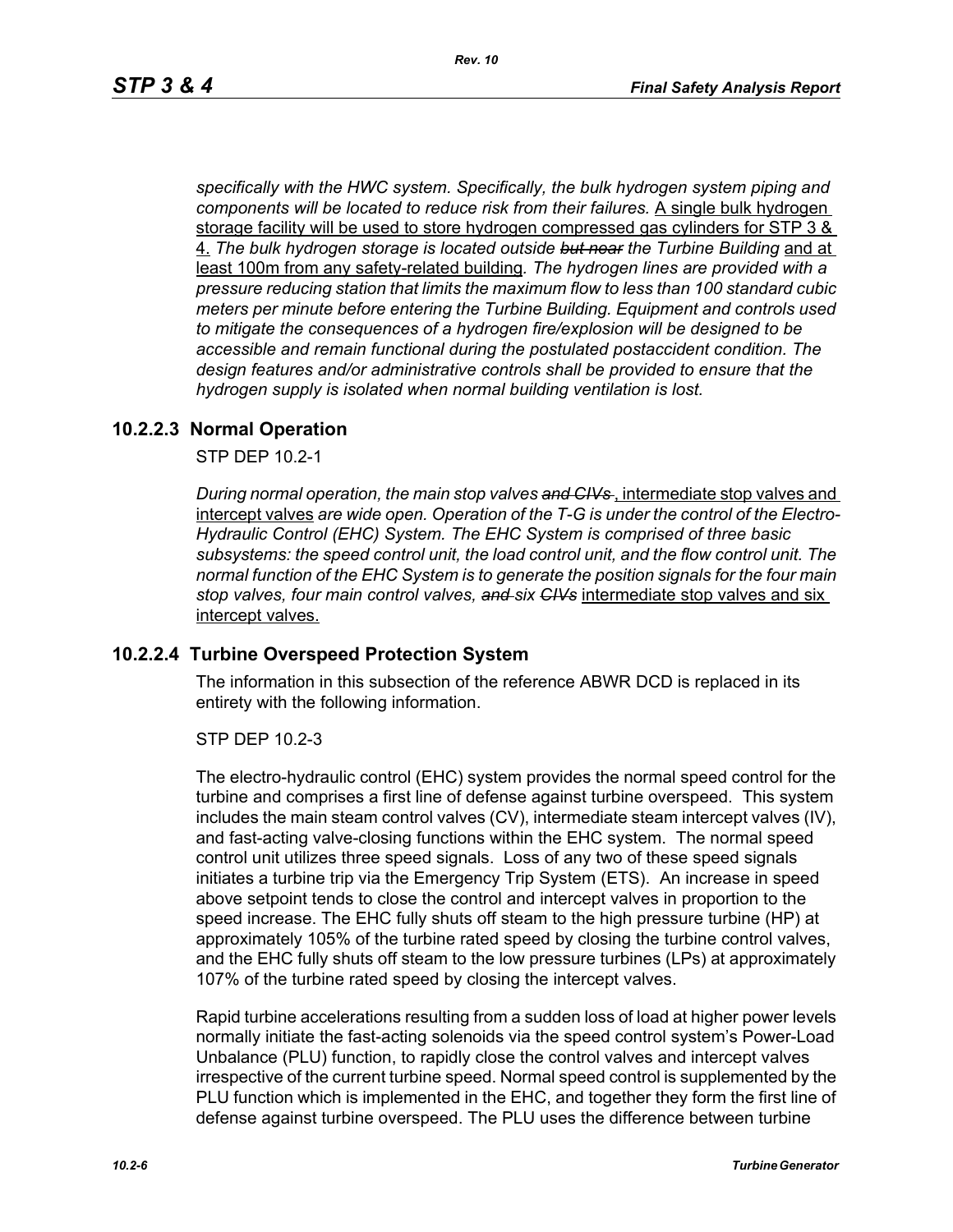*specifically with the HWC system. Specifically, the bulk hydrogen system piping and components will be located to reduce risk from their failures.* A single bulk hydrogen storage facility will be used to store hydrogen compressed gas cylinders for STP 3 & 4. *The bulk hydrogen storage is located outside* ~~*but near*~~ *the Turbine Building* and at least 100m from any safety-related building. *The hydrogen lines are provided with a pressure reducing station that limits the maximum flow to less than 100 standard cubic meters per minute before entering the Turbine Building. Equipment and controls used to mitigate the consequences of a hydrogen fire/explosion will be designed to be accessible and remain functional during the postulated postaccident condition. The design features and/or administrative controls shall be provided to ensure that the hydrogen supply is isolated when normal building ventilation is lost.*

## 10.2.2.3 Normal Operation

STP DEP 10.2-1

*During normal operation, the main stop valves* ~~*and CIVs*~~ , intermediate stop valves and intercept valves *are wide open. Operation of the T-G is under the control of the Electro-Hydraulic Control (EHC) System. The EHC System is comprised of three basic subsystems: the speed control unit, the load control unit, and the flow control unit. The normal function of the EHC System is to generate the position signals for the four main stop valves, four main control valves,* ~~*and*~~ *six* ~~*CIVs*~~ intermediate stop valves and six intercept valves.

## 10.2.2.4 Turbine Overspeed Protection System

The information in this subsection of the reference ABWR DCD is replaced in its entirety with the following information.

STP DEP 10.2-3

The electro-hydraulic control (EHC) system provides the normal speed control for the turbine and comprises a first line of defense against turbine overspeed. This system includes the main steam control valves (CV), intermediate steam intercept valves (IV), and fast-acting valve-closing functions within the EHC system. The normal speed control unit utilizes three speed signals. Loss of any two of these speed signals initiates a turbine trip via the Emergency Trip System (ETS). An increase in speed above setpoint tends to close the control and intercept valves in proportion to the speed increase. The EHC fully shuts off steam to the high pressure turbine (HP) at approximately 105% of the turbine rated speed by closing the turbine control valves, and the EHC fully shuts off steam to the low pressure turbines (LPs) at approximately 107% of the turbine rated speed by closing the intercept valves.

Rapid turbine accelerations resulting from a sudden loss of load at higher power levels normally initiate the fast-acting solenoids via the speed control system's Power-Load Unbalance (PLU) function, to rapidly close the control valves and intercept valves irrespective of the current turbine speed. Normal speed control is supplemented by the PLU function which is implemented in the EHC, and together they form the first line of defense against turbine overspeed. The PLU uses the difference between turbine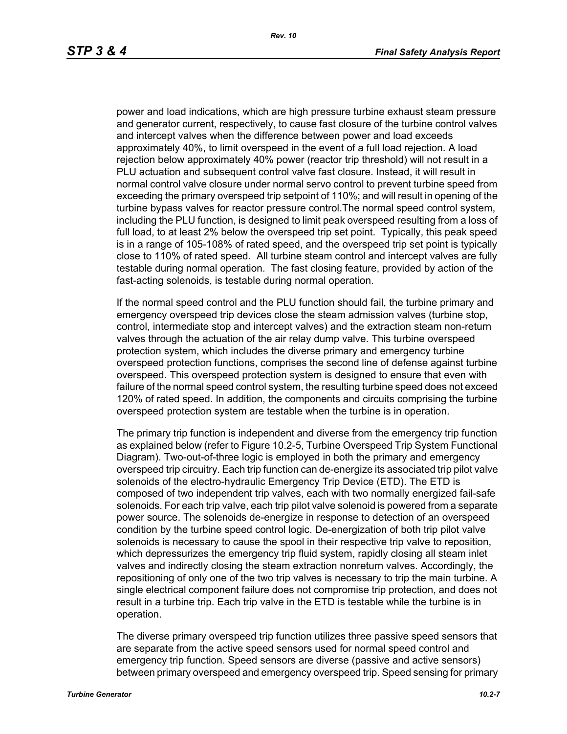power and load indications, which are high pressure turbine exhaust steam pressure and generator current, respectively, to cause fast closure of the turbine control valves and intercept valves when the difference between power and load exceeds approximately 40%, to limit overspeed in the event of a full load rejection. A load rejection below approximately 40% power (reactor trip threshold) will not result in a PLU actuation and subsequent control valve fast closure. Instead, it will result in normal control valve closure under normal servo control to prevent turbine speed from exceeding the primary overspeed trip setpoint of 110%; and will result in opening of the turbine bypass valves for reactor pressure control.The normal speed control system, including the PLU function, is designed to limit peak overspeed resulting from a loss of full load, to at least 2% below the overspeed trip set point. Typically, this peak speed is in a range of 105-108% of rated speed, and the overspeed trip set point is typically close to 110% of rated speed. All turbine steam control and intercept valves are fully testable during normal operation. The fast closing feature, provided by action of the fast-acting solenoids, is testable during normal operation.

If the normal speed control and the PLU function should fail, the turbine primary and emergency overspeed trip devices close the steam admission valves (turbine stop, control, intermediate stop and intercept valves) and the extraction steam non-return valves through the actuation of the air relay dump valve. This turbine overspeed protection system, which includes the diverse primary and emergency turbine overspeed protection functions, comprises the second line of defense against turbine overspeed. This overspeed protection system is designed to ensure that even with failure of the normal speed control system, the resulting turbine speed does not exceed 120% of rated speed. In addition, the components and circuits comprising the turbine overspeed protection system are testable when the turbine is in operation.

The primary trip function is independent and diverse from the emergency trip function as explained below (refer to Figure 10.2-5, Turbine Overspeed Trip System Functional Diagram). Two-out-of-three logic is employed in both the primary and emergency overspeed trip circuitry. Each trip function can de-energize its associated trip pilot valve solenoids of the electro-hydraulic Emergency Trip Device (ETD). The ETD is composed of two independent trip valves, each with two normally energized fail-safe solenoids. For each trip valve, each trip pilot valve solenoid is powered from a separate power source. The solenoids de-energize in response to detection of an overspeed condition by the turbine speed control logic. De-energization of both trip pilot valve solenoids is necessary to cause the spool in their respective trip valve to reposition, which depressurizes the emergency trip fluid system, rapidly closing all steam inlet valves and indirectly closing the steam extraction nonreturn valves. Accordingly, the repositioning of only one of the two trip valves is necessary to trip the main turbine. A single electrical component failure does not compromise trip protection, and does not result in a turbine trip. Each trip valve in the ETD is testable while the turbine is in operation.

The diverse primary overspeed trip function utilizes three passive speed sensors that are separate from the active speed sensors used for normal speed control and emergency trip function. Speed sensors are diverse (passive and active sensors) between primary overspeed and emergency overspeed trip. Speed sensing for primary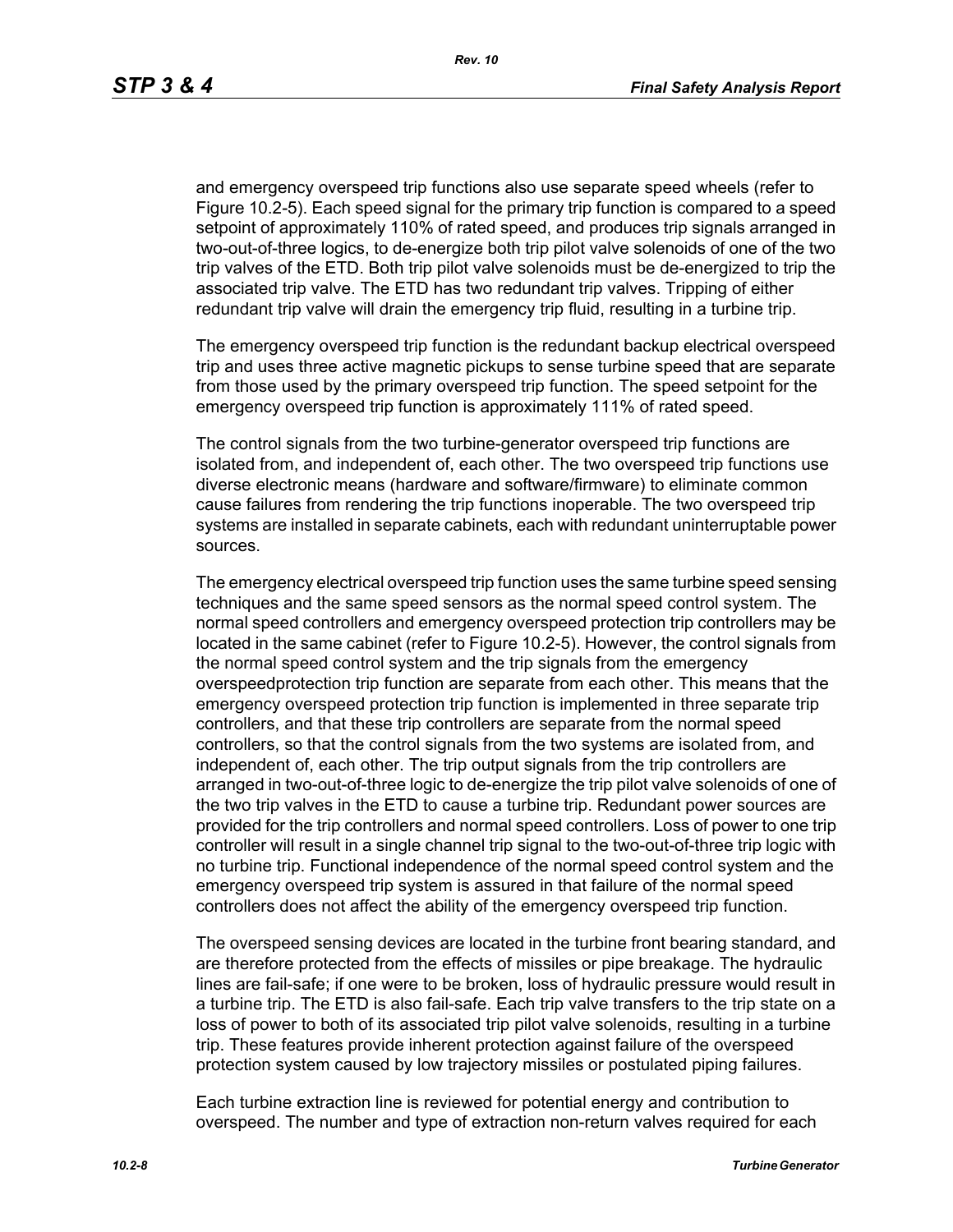and emergency overspeed trip functions also use separate speed wheels (refer to Figure 10.2-5). Each speed signal for the primary trip function is compared to a speed setpoint of approximately 110% of rated speed, and produces trip signals arranged in two-out-of-three logics, to de-energize both trip pilot valve solenoids of one of the two trip valves of the ETD. Both trip pilot valve solenoids must be de-energized to trip the associated trip valve. The ETD has two redundant trip valves. Tripping of either redundant trip valve will drain the emergency trip fluid, resulting in a turbine trip.

The emergency overspeed trip function is the redundant backup electrical overspeed trip and uses three active magnetic pickups to sense turbine speed that are separate from those used by the primary overspeed trip function. The speed setpoint for the emergency overspeed trip function is approximately 111% of rated speed.

The control signals from the two turbine-generator overspeed trip functions are isolated from, and independent of, each other. The two overspeed trip functions use diverse electronic means (hardware and software/firmware) to eliminate common cause failures from rendering the trip functions inoperable. The two overspeed trip systems are installed in separate cabinets, each with redundant uninterruptable power sources.

The emergency electrical overspeed trip function uses the same turbine speed sensing techniques and the same speed sensors as the normal speed control system. The normal speed controllers and emergency overspeed protection trip controllers may be located in the same cabinet (refer to Figure 10.2-5). However, the control signals from the normal speed control system and the trip signals from the emergency overspeedprotection trip function are separate from each other. This means that the emergency overspeed protection trip function is implemented in three separate trip controllers, and that these trip controllers are separate from the normal speed controllers, so that the control signals from the two systems are isolated from, and independent of, each other. The trip output signals from the trip controllers are arranged in two-out-of-three logic to de-energize the trip pilot valve solenoids of one of the two trip valves in the ETD to cause a turbine trip. Redundant power sources are provided for the trip controllers and normal speed controllers. Loss of power to one trip controller will result in a single channel trip signal to the two-out-of-three trip logic with no turbine trip. Functional independence of the normal speed control system and the emergency overspeed trip system is assured in that failure of the normal speed controllers does not affect the ability of the emergency overspeed trip function.

The overspeed sensing devices are located in the turbine front bearing standard, and are therefore protected from the effects of missiles or pipe breakage. The hydraulic lines are fail-safe; if one were to be broken, loss of hydraulic pressure would result in a turbine trip. The ETD is also fail-safe. Each trip valve transfers to the trip state on a loss of power to both of its associated trip pilot valve solenoids, resulting in a turbine trip. These features provide inherent protection against failure of the overspeed protection system caused by low trajectory missiles or postulated piping failures.

Each turbine extraction line is reviewed for potential energy and contribution to overspeed. The number and type of extraction non-return valves required for each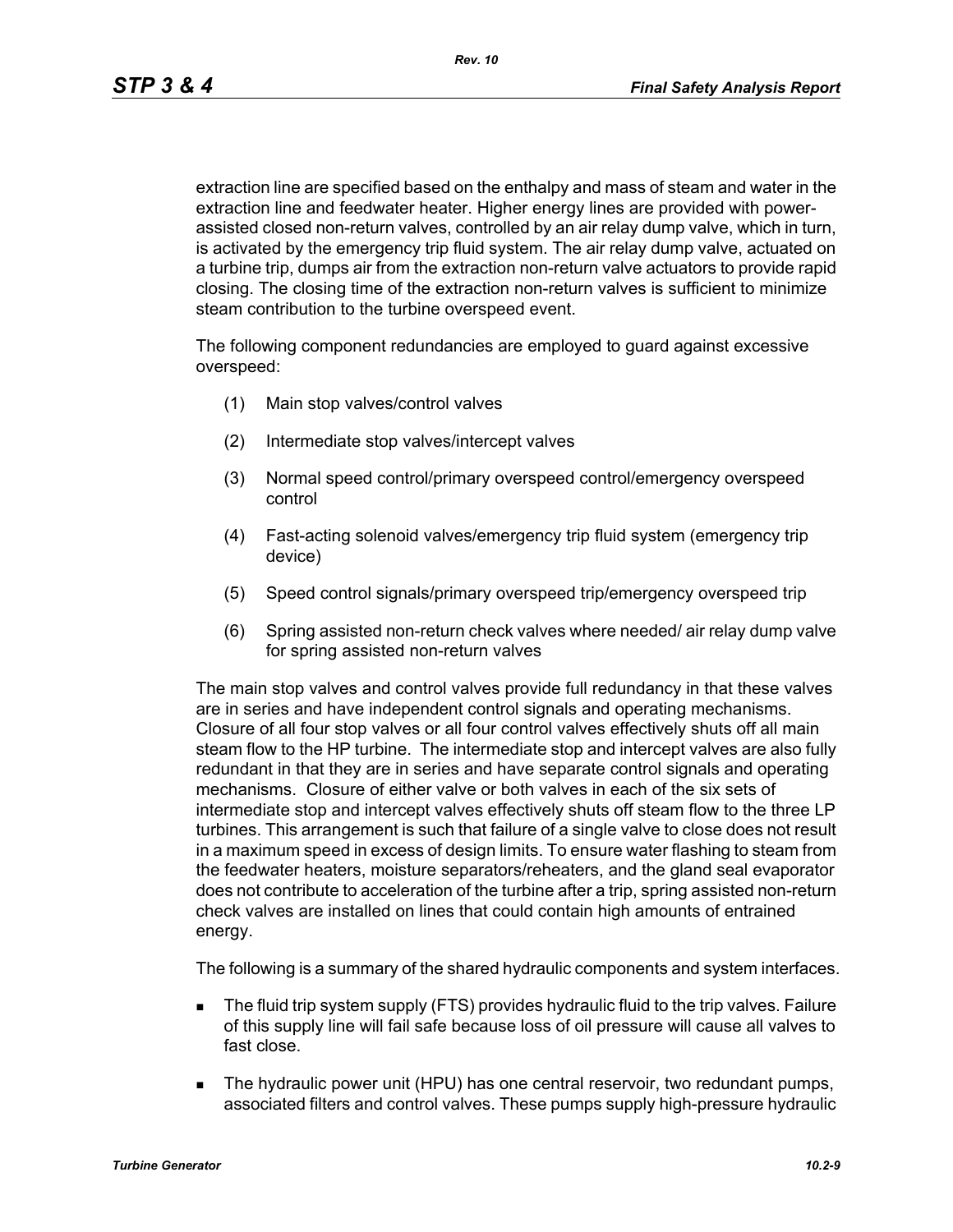extraction line are specified based on the enthalpy and mass of steam and water in the extraction line and feedwater heater. Higher energy lines are provided with power-assisted closed non-return valves, controlled by an air relay dump valve, which in turn, is activated by the emergency trip fluid system. The air relay dump valve, actuated on a turbine trip, dumps air from the extraction non-return valve actuators to provide rapid closing. The closing time of the extraction non-return valves is sufficient to minimize steam contribution to the turbine overspeed event.

The following component redundancies are employed to guard against excessive overspeed:

(1) Main stop valves/control valves

(2) Intermediate stop valves/intercept valves

(3) Normal speed control/primary overspeed control/emergency overspeed control

(4) Fast-acting solenoid valves/emergency trip fluid system (emergency trip device)

(5) Speed control signals/primary overspeed trip/emergency overspeed trip

(6) Spring assisted non-return check valves where needed/ air relay dump valve for spring assisted non-return valves

The main stop valves and control valves provide full redundancy in that these valves are in series and have independent control signals and operating mechanisms. Closure of all four stop valves or all four control valves effectively shuts off all main steam flow to the HP turbine. The intermediate stop and intercept valves are also fully redundant in that they are in series and have separate control signals and operating mechanisms. Closure of either valve or both valves in each of the six sets of intermediate stop and intercept valves effectively shuts off steam flow to the three LP turbines. This arrangement is such that failure of a single valve to close does not result in a maximum speed in excess of design limits. To ensure water flashing to steam from the feedwater heaters, moisture separators/reheaters, and the gland seal evaporator does not contribute to acceleration of the turbine after a trip, spring assisted non-return check valves are installed on lines that could contain high amounts of entrained energy.

The following is a summary of the shared hydraulic components and system interfaces.

- The fluid trip system supply (FTS) provides hydraulic fluid to the trip valves. Failure of this supply line will fail safe because loss of oil pressure will cause all valves to fast close.
- The hydraulic power unit (HPU) has one central reservoir, two redundant pumps, associated filters and control valves. These pumps supply high-pressure hydraulic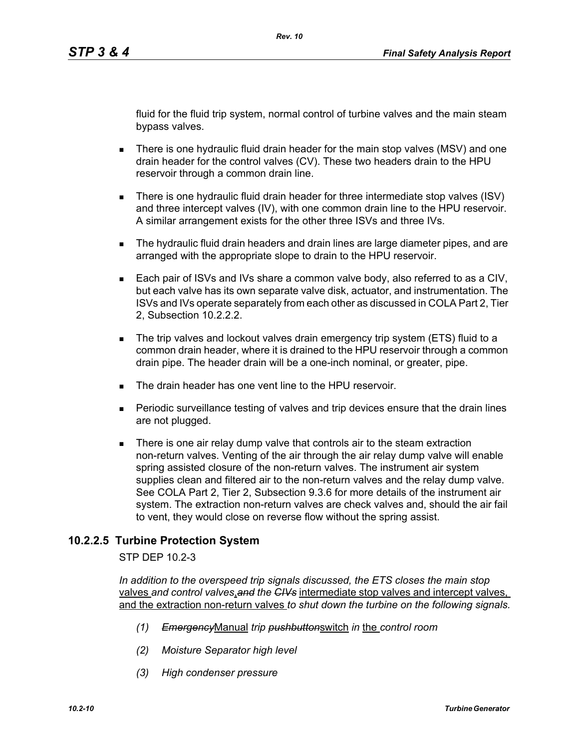fluid for the fluid trip system, normal control of turbine valves and the main steam bypass valves.

- There is one hydraulic fluid drain header for the main stop valves (MSV) and one drain header for the control valves (CV). These two headers drain to the HPU reservoir through a common drain line.
- There is one hydraulic fluid drain header for three intermediate stop valves (ISV) and three intercept valves (IV), with one common drain line to the HPU reservoir. A similar arrangement exists for the other three ISVs and three IVs.
- The hydraulic fluid drain headers and drain lines are large diameter pipes, and are arranged with the appropriate slope to drain to the HPU reservoir.
- Each pair of ISVs and IVs share a common valve body, also referred to as a CIV, but each valve has its own separate valve disk, actuator, and instrumentation. The ISVs and IVs operate separately from each other as discussed in COLA Part 2, Tier 2, Subsection 10.2.2.2.
- The trip valves and lockout valves drain emergency trip system (ETS) fluid to a common drain header, where it is drained to the HPU reservoir through a common drain pipe. The header drain will be a one-inch nominal, or greater, pipe.
- The drain header has one vent line to the HPU reservoir.
- Periodic surveillance testing of valves and trip devices ensure that the drain lines are not plugged.
- There is one air relay dump valve that controls air to the steam extraction non-return valves. Venting of the air through the air relay dump valve will enable spring assisted closure of the non-return valves. The instrument air system supplies clean and filtered air to the non-return valves and the relay dump valve. See COLA Part 2, Tier 2, Subsection 9.3.6 for more details of the instrument air system. The extraction non-return valves are check valves and, should the air fail to vent, they would close on reverse flow without the spring assist.

### 10.2.2.5 Turbine Protection System

STP DEP 10.2-3

*In addition to the overspeed trip signals discussed, the ETS closes the main stop* <u>valves</u> *and control valves*<u>,</u>~~*and*~~ *the* ~~*CIVs*~~ <u>intermediate stop valves and intercept valves, and the extraction non-return valves</u> *to shut down the turbine on the following signals.*

*(1)* ~~*Emergency*~~<u>Manual</u> *trip* ~~*pushbutton*~~<u>switch</u> *in* <u>the</u> *control room*

*(2) Moisture Separator high level*

*(3) High condenser pressure*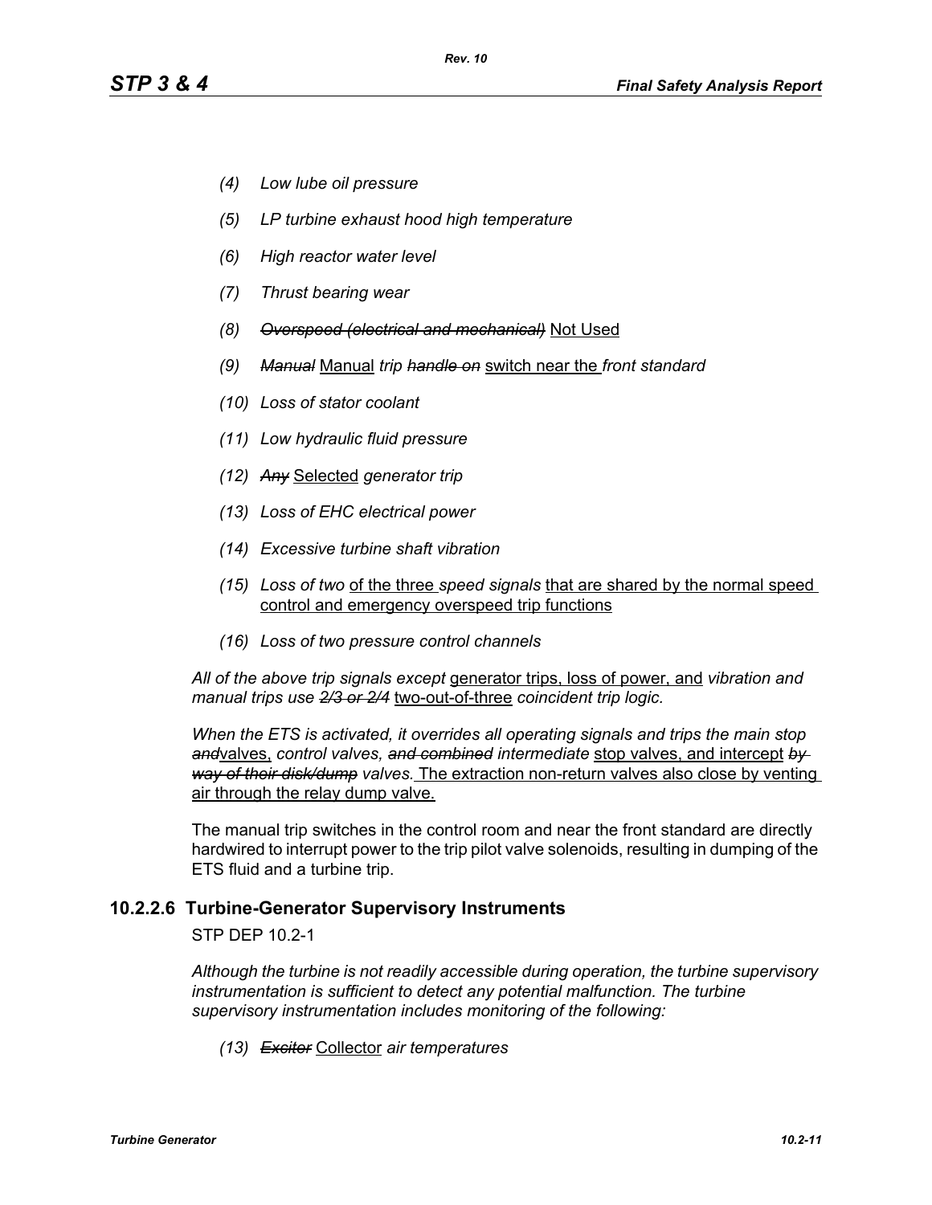*(4) Low lube oil pressure*

*(5) LP turbine exhaust hood high temperature*

*(6) High reactor water level*

*(7) Thrust bearing wear*

*(8)* ~~*Overspeed (electrical and mechanical)*~~ <u>Not Used</u>

*(9)* ~~*Manual*~~ <u>Manual</u> *trip* ~~*handle on*~~ <u>switch near the</u> *front standard*

*(10) Loss of stator coolant*

*(11) Low hydraulic fluid pressure*

*(12)* ~~*Any*~~ <u>Selected</u> *generator trip*

*(13) Loss of EHC electrical power*

*(14) Excessive turbine shaft vibration*

*(15) Loss of two* <u>of the three</u> *speed signals* <u>that are shared by the normal speed control and emergency overspeed trip functions</u>

*(16) Loss of two pressure control channels*

*All of the above trip signals except* <u>generator trips, loss of power, and</u> *vibration and manual trips use* ~~*2/3 or 2/4*~~ <u>two-out-of-three</u> *coincident trip logic.*

*When the ETS is activated, it overrides all operating signals and trips the main stop* ~~*and*~~<u>valves,</u> *control valves,* ~~*and combined*~~ *intermediate* <u>stop valves, and intercept</u> ~~*by way of their disk/dump*~~ *valves.* <u>The extraction non-return valves also close by venting air through the relay dump valve.</u>

The manual trip switches in the control room and near the front standard are directly hardwired to interrupt power to the trip pilot valve solenoids, resulting in dumping of the ETS fluid and a turbine trip.

### 10.2.2.6 Turbine-Generator Supervisory Instruments

STP DEP 10.2-1

*Although the turbine is not readily accessible during operation, the turbine supervisory instrumentation is sufficient to detect any potential malfunction. The turbine supervisory instrumentation includes monitoring of the following:*

*(13)* ~~*Exciter*~~ <u>Collector</u> *air temperatures*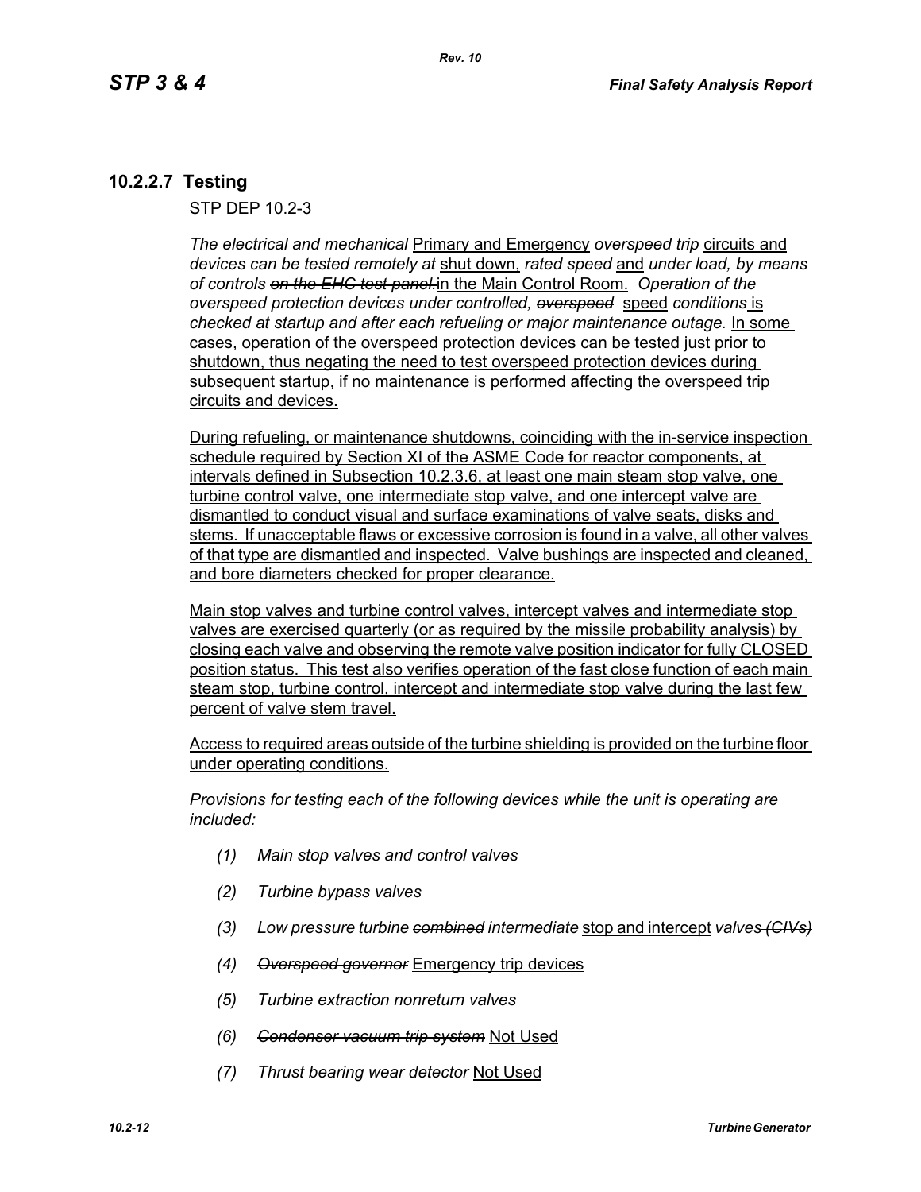### 10.2.2.7 Testing

STP DEP 10.2-3

*The ~~electrical and mechanical~~* Primary and Emergency *overspeed trip* circuits and *devices can be tested remotely at* shut down, *rated speed* and *under load, by means of controls ~~on the EHC test panel.~~* in the Main Control Room. *Operation of the overspeed protection devices under controlled, ~~overspeed~~* speed *conditions* is *checked at startup and after each refueling or major maintenance outage.* In some cases, operation of the overspeed protection devices can be tested just prior to shutdown, thus negating the need to test overspeed protection devices during subsequent startup, if no maintenance is performed affecting the overspeed trip circuits and devices.

During refueling, or maintenance shutdowns, coinciding with the in-service inspection schedule required by Section XI of the ASME Code for reactor components, at intervals defined in Subsection 10.2.3.6, at least one main steam stop valve, one turbine control valve, one intermediate stop valve, and one intercept valve are dismantled to conduct visual and surface examinations of valve seats, disks and stems. If unacceptable flaws or excessive corrosion is found in a valve, all other valves of that type are dismantled and inspected. Valve bushings are inspected and cleaned, and bore diameters checked for proper clearance.

Main stop valves and turbine control valves, intercept valves and intermediate stop valves are exercised quarterly (or as required by the missile probability analysis) by closing each valve and observing the remote valve position indicator for fully CLOSED position status. This test also verifies operation of the fast close function of each main steam stop, turbine control, intercept and intermediate stop valve during the last few percent of valve stem travel.

Access to required areas outside of the turbine shielding is provided on the turbine floor under operating conditions.

*Provisions for testing each of the following devices while the unit is operating are included:*

1. *Main stop valves and control valves*
2. *Turbine bypass valves*
3. *Low pressure turbine ~~combined~~ intermediate* stop and intercept *valves ~~(CIVs)~~*
4. *~~Overspeed governor~~* Emergency trip devices
5. *Turbine extraction nonreturn valves*
6. *~~Condenser vacuum trip system~~* Not Used
7. *~~Thrust bearing wear detector~~* Not Used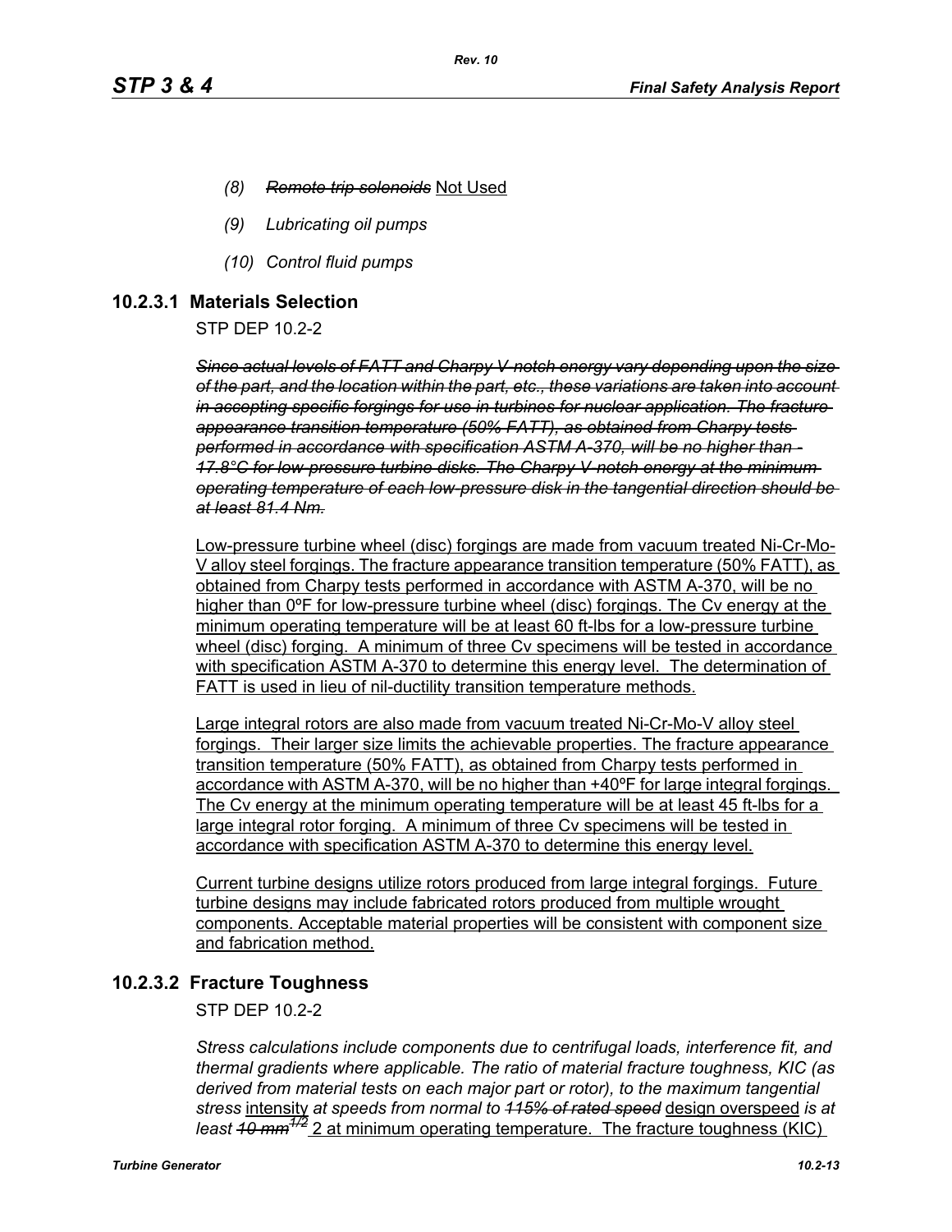*(8) ~~Remote trip solenoids~~* <u>Not Used</u>

*(9) Lubricating oil pumps*

*(10) Control fluid pumps*

### 10.2.3.1 Materials Selection

STP DEP 10.2-2

*~~Since actual levels of FATT and Charpy V-notch energy vary depending upon the size of the part, and the location within the part, etc., these variations are taken into account in accepting specific forgings for use in turbines for nuclear application. The fracture appearance transition temperature (50% FATT), as obtained from Charpy tests performed in accordance with specification ASTM A-370, will be no higher than -17.8°C for low-pressure turbine disks. The Charpy V-notch energy at the minimum operating temperature of each low-pressure disk in the tangential direction should be at least 81.4 Nm.~~*

<u>Low-pressure turbine wheel (disc) forgings are made from vacuum treated Ni-Cr-Mo-V alloy steel forgings. The fracture appearance transition temperature (50% FATT), as obtained from Charpy tests performed in accordance with ASTM A-370, will be no higher than 0ºF for low-pressure turbine wheel (disc) forgings. The Cv energy at the minimum operating temperature will be at least 60 ft-lbs for a low-pressure turbine wheel (disc) forging. A minimum of three Cv specimens will be tested in accordance with specification ASTM A-370 to determine this energy level. The determination of FATT is used in lieu of nil-ductility transition temperature methods.</u>

<u>Large integral rotors are also made from vacuum treated Ni-Cr-Mo-V alloy steel forgings. Their larger size limits the achievable properties. The fracture appearance transition temperature (50% FATT), as obtained from Charpy tests performed in accordance with ASTM A-370, will be no higher than +40ºF for large integral forgings. The Cv energy at the minimum operating temperature will be at least 45 ft-lbs for a large integral rotor forging. A minimum of three Cv specimens will be tested in accordance with specification ASTM A-370 to determine this energy level.</u>

<u>Current turbine designs utilize rotors produced from large integral forgings. Future turbine designs may include fabricated rotors produced from multiple wrought components. Acceptable material properties will be consistent with component size and fabrication method.</u>

### 10.2.3.2 Fracture Toughness

STP DEP 10.2-2

*Stress calculations include components due to centrifugal loads, interference fit, and thermal gradients where applicable. The ratio of material fracture toughness, KIC (as derived from material tests on each major part or rotor), to the maximum tangential stress* <u>intensity</u> *at speeds from normal to ~~115% of rated speed~~* <u>design overspeed</u> *is at least ~~10 mm$^{1/2}$~~* <u>2 at minimum operating temperature. The fracture toughness (KIC)</u>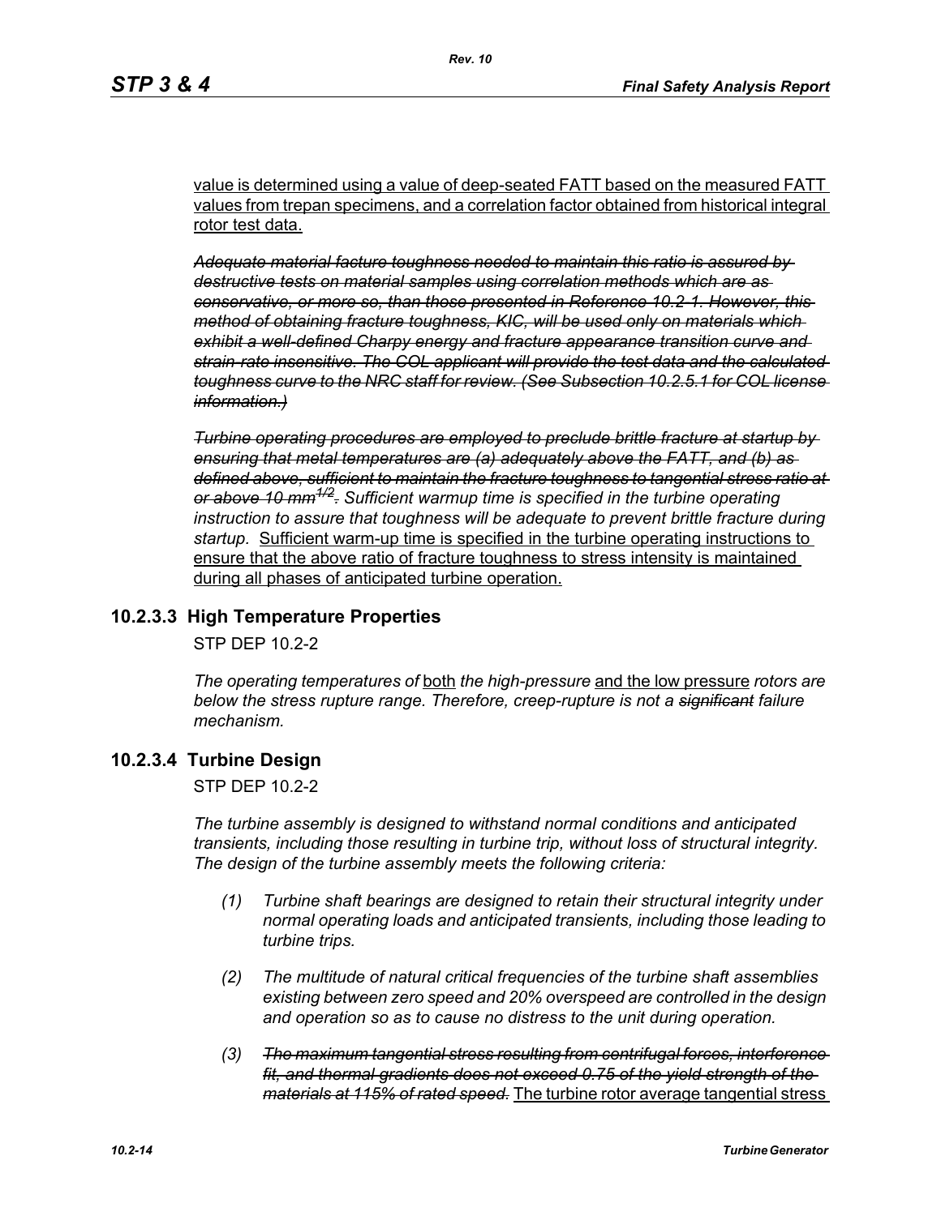value is determined using a value of deep-seated FATT based on the measured FATT values from trepan specimens, and a correlation factor obtained from historical integral rotor test data.

~~*Adequate material facture toughness needed to maintain this ratio is assured by destructive tests on material samples using correlation methods which are as conservative, or more so, than those presented in Reference 10.2-1. However, this method of obtaining fracture toughness, KIC, will be used only on materials which exhibit a well-defined Charpy energy and fracture appearance transition curve and strain-rate insensitive. The COL applicant will provide the test data and the calculated toughness curve to the NRC staff for review. (See Subsection 10.2.5.1 for COL license information.)*~~

~~*Turbine operating procedures are employed to preclude brittle fracture at startup by ensuring that metal temperatures are (a) adequately above the FATT, and (b) as defined above, sufficient to maintain the fracture toughness to tangential stress ratio at or above 10 mm$^{1/2}$.*~~ *Sufficient warmup time is specified in the turbine operating instruction to assure that toughness will be adequate to prevent brittle fracture during startup.* Sufficient warm-up time is specified in the turbine operating instructions to ensure that the above ratio of fracture toughness to stress intensity is maintained during all phases of anticipated turbine operation.

### 10.2.3.3 High Temperature Properties

STP DEP 10.2-2

*The operating temperatures of* both *the high-pressure* and the low pressure *rotors are below the stress rupture range. Therefore, creep-rupture is not a* ~~*significant*~~ *failure mechanism.*

### 10.2.3.4 Turbine Design

STP DEP 10.2-2

*The turbine assembly is designed to withstand normal conditions and anticipated transients, including those resulting in turbine trip, without loss of structural integrity. The design of the turbine assembly meets the following criteria:*

*(1) Turbine shaft bearings are designed to retain their structural integrity under normal operating loads and anticipated transients, including those leading to turbine trips.*

*(2) The multitude of natural critical frequencies of the turbine shaft assemblies existing between zero speed and 20% overspeed are controlled in the design and operation so as to cause no distress to the unit during operation.*

*(3)* ~~*The maximum tangential stress resulting from centrifugal forces, interference fit, and thermal gradients does not exceed 0.75 of the yield strength of the materials at 115% of rated speed.*~~ The turbine rotor average tangential stress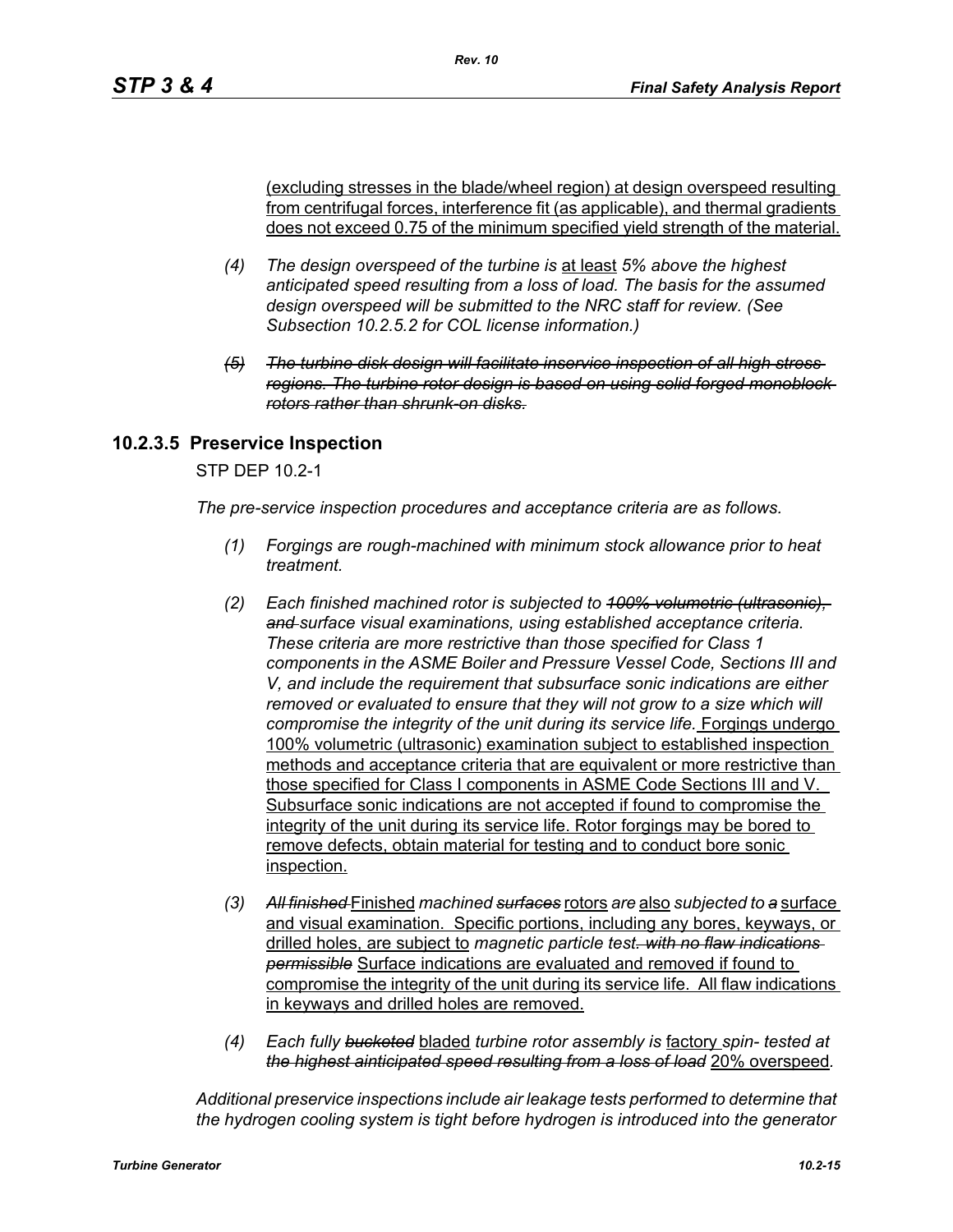(excluding stresses in the blade/wheel region) at design overspeed resulting from centrifugal forces, interference fit (as applicable), and thermal gradients does not exceed 0.75 of the minimum specified yield strength of the material.

(4) *The design overspeed of the turbine is* at least *5% above the highest anticipated speed resulting from a loss of load. The basis for the assumed design overspeed will be submitted to the NRC staff for review. (See Subsection 10.2.5.2 for COL license information.)*

~~*(5) The turbine disk design will facilitate inservice inspection of all high stress regions. The turbine rotor design is based on using solid forged monoblock rotors rather than shrunk-on disks.*~~

### 10.2.3.5 Preservice Inspection

STP DEP 10.2-1

*The pre-service inspection procedures and acceptance criteria are as follows.*

(1) *Forgings are rough-machined with minimum stock allowance prior to heat treatment.*

(2) *Each finished machined rotor is subjected to* ~~*100% volumetric (ultrasonic), and*~~ *surface visual examinations, using established acceptance criteria. These criteria are more restrictive than those specified for Class 1 components in the ASME Boiler and Pressure Vessel Code, Sections III and V, and include the requirement that subsurface sonic indications are either removed or evaluated to ensure that they will not grow to a size which will compromise the integrity of the unit during its service life.* Forgings undergo 100% volumetric (ultrasonic) examination subject to established inspection methods and acceptance criteria that are equivalent or more restrictive than those specified for Class I components in ASME Code Sections III and V. Subsurface sonic indications are not accepted if found to compromise the integrity of the unit during its service life. Rotor forgings may be bored to remove defects, obtain material for testing and to conduct bore sonic inspection.

(3) ~~*All finished*~~ Finished *machined* ~~*surfaces*~~ rotors *are* also *subjected to* ~~*a*~~ surface and visual examination. Specific portions, including any bores, keyways, or drilled holes, are subject to *magnetic particle test*~~*. with no flaw indications permissible*~~ Surface indications are evaluated and removed if found to compromise the integrity of the unit during its service life. All flaw indications in keyways and drilled holes are removed.

(4) *Each fully* ~~*bucketed*~~ bladed *turbine rotor assembly is* factory *spin- tested at* ~~*the highest aInticipated speed resulting from a loss of load*~~ 20% overspeed*.*

*Additional preservice inspections include air leakage tests performed to determine that the hydrogen cooling system is tight before hydrogen is introduced into the generator*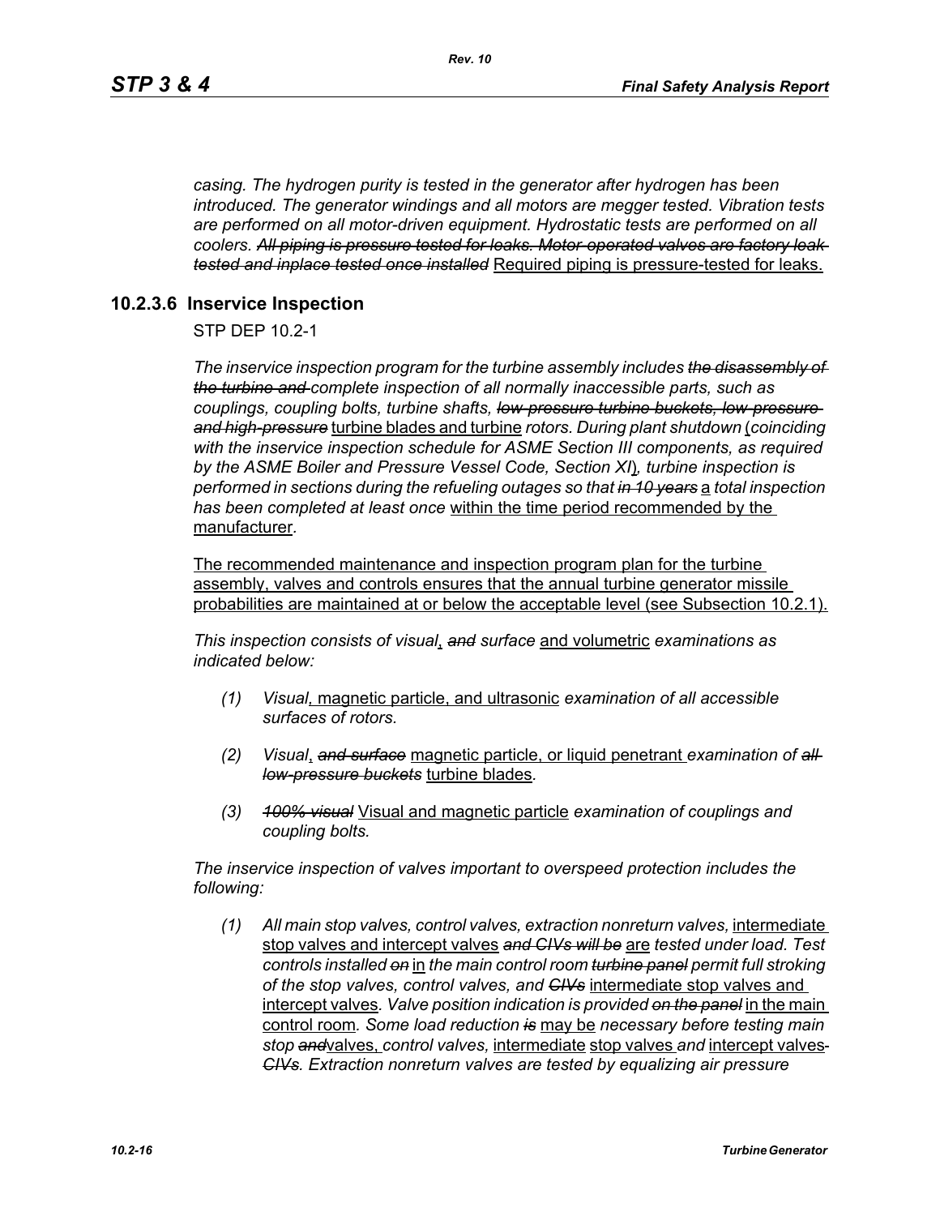*casing. The hydrogen purity is tested in the generator after hydrogen has been introduced. The generator windings and all motors are megger tested. Vibration tests are performed on all motor-driven equipment. Hydrostatic tests are performed on all coolers. ~~All piping is pressure tested for leaks. Motor-operated valves are factory leak tested and inplace tested once installed~~* Required piping is pressure-tested for leaks.

### 10.2.3.6 Inservice Inspection

STP DEP 10.2-1

*The inservice inspection program for the turbine assembly includes ~~the disassembly of the turbine and~~ complete inspection of all normally inaccessible parts, such as couplings, coupling bolts, turbine shafts, ~~low-pressure turbine buckets, low-pressure and high-pressure~~* turbine blades and turbine *rotors. During plant shutdown* (*coinciding with the inservice inspection schedule for ASME Section III components, as required by the ASME Boiler and Pressure Vessel Code, Section XI*)*, turbine inspection is performed in sections during the refueling outages so that ~~in 10 years~~* a *total inspection has been completed at least once* within the time period recommended by the manufacturer.

The recommended maintenance and inspection program plan for the turbine assembly, valves and controls ensures that the annual turbine generator missile probabilities are maintained at or below the acceptable level (see Subsection 10.2.1).

*This inspection consists of visual*, *~~and~~ surface* and volumetric *examinations as indicated below:*

*(1) Visual*, magnetic particle, and ultrasonic *examination of all accessible surfaces of rotors.*

*(2) Visual*, *~~and surface~~* magnetic particle, or liquid penetrant *examination of ~~all low-pressure buckets~~* turbine blades.

*(3) ~~100% visual~~* Visual and magnetic particle *examination of couplings and coupling bolts.*

*The inservice inspection of valves important to overspeed protection includes the following:*

*(1) All main stop valves, control valves, extraction nonreturn valves,* intermediate stop valves and intercept valves *~~and CIVs will be~~* are *tested under load. Test controls installed ~~on~~* in *the main control room ~~turbine panel~~ permit full stroking of the stop valves, control valves, and ~~CIVs~~* intermediate stop valves and intercept valves*. Valve position indication is provided ~~on the panel~~* in the main control room*. Some load reduction ~~is~~* may be *necessary before testing main stop ~~and~~*valves, *control valves,* intermediate stop valves *and* intercept valves *~~CIVs~~. Extraction nonreturn valves are tested by equalizing air pressure*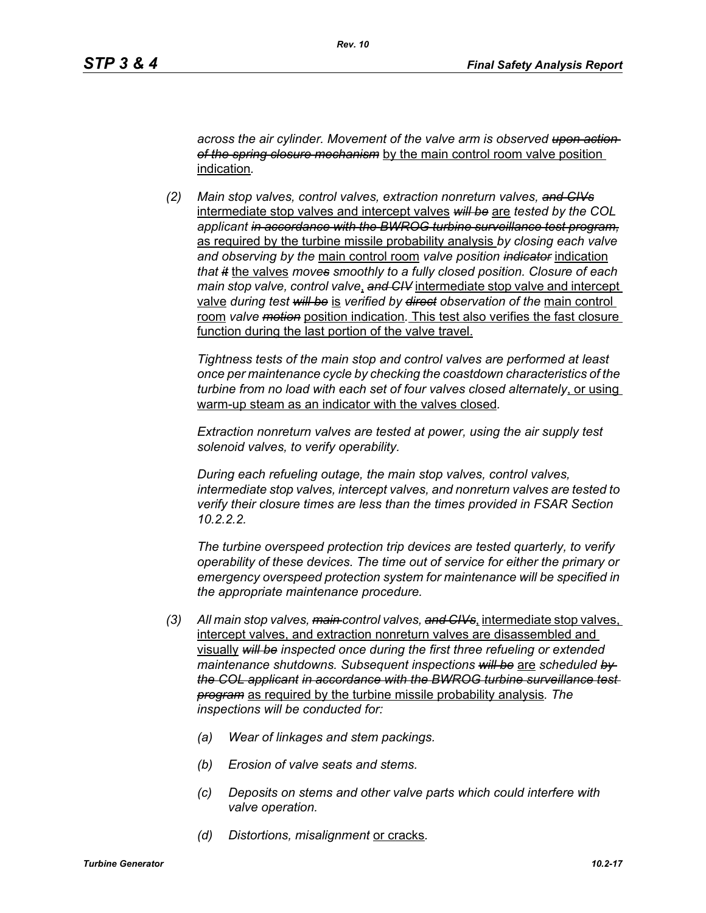*across the air cylinder. Movement of the valve arm is observed ~~upon action of the spring closure mechanism~~* <u>by the main control room valve position indication</u>.

*(2)* *Main stop valves, control valves, extraction nonreturn valves, ~~and CIVs~~* <u>intermediate stop valves and intercept valves</u> *~~will be~~* <u>are</u> *tested by the COL applicant ~~in accordance with the BWROG turbine surveillance test program,~~* <u>as required by the turbine missile probability analysis</u> *by closing each valve and observing by the* <u>main control room</u> *valve position ~~indicator~~* <u>indication</u> *that ~~it~~* <u>the valves</u> *move~~s~~ smoothly to a fully closed position. Closure of each main stop valve, control valve*<u>,</u> *~~and CIV~~* <u>intermediate stop valve and intercept valve</u> *during test ~~will be~~* <u>is</u> *verified by ~~direct~~ observation of the* <u>main control room</u> *valve ~~motion~~* <u>position indication</u>. <u>This test also verifies the fast closure function during the last portion of the valve travel.</u>

*Tightness tests of the main stop and control valves are performed at least once per maintenance cycle by checking the coastdown characteristics of the turbine from no load with each set of four valves closed alternately*<u>, or using warm-up steam as an indicator with the valves closed</u>.

*Extraction nonreturn valves are tested at power, using the air supply test solenoid valves, to verify operability.*

*During each refueling outage, the main stop valves, control valves, intermediate stop valves, intercept valves, and nonreturn valves are tested to verify their closure times are less than the times provided in FSAR Section 10.2.2.2.*

*The turbine overspeed protection trip devices are tested quarterly, to verify operability of these devices. The time out of service for either the primary or emergency overspeed protection system for maintenance will be specified in the appropriate maintenance procedure.*

*(3)* *All main stop valves, ~~main~~ control valves, ~~and CIVs~~*<u>, intermediate stop valves, intercept valves, and extraction nonreturn valves are disassembled and visually</u> *~~will be~~ inspected once during the first three refueling or extended maintenance shutdowns. Subsequent inspections ~~will be~~* <u>are</u> *scheduled ~~by the COL applicant in accordance with the BWROG turbine surveillance test program~~* <u>as required by the turbine missile probability analysis</u>. *The inspections will be conducted for:*

*(a)* *Wear of linkages and stem packings.*

*(b)* *Erosion of valve seats and stems.*

*(c)* *Deposits on stems and other valve parts which could interfere with valve operation.*

*(d)* *Distortions, misalignment* <u>or cracks</u>.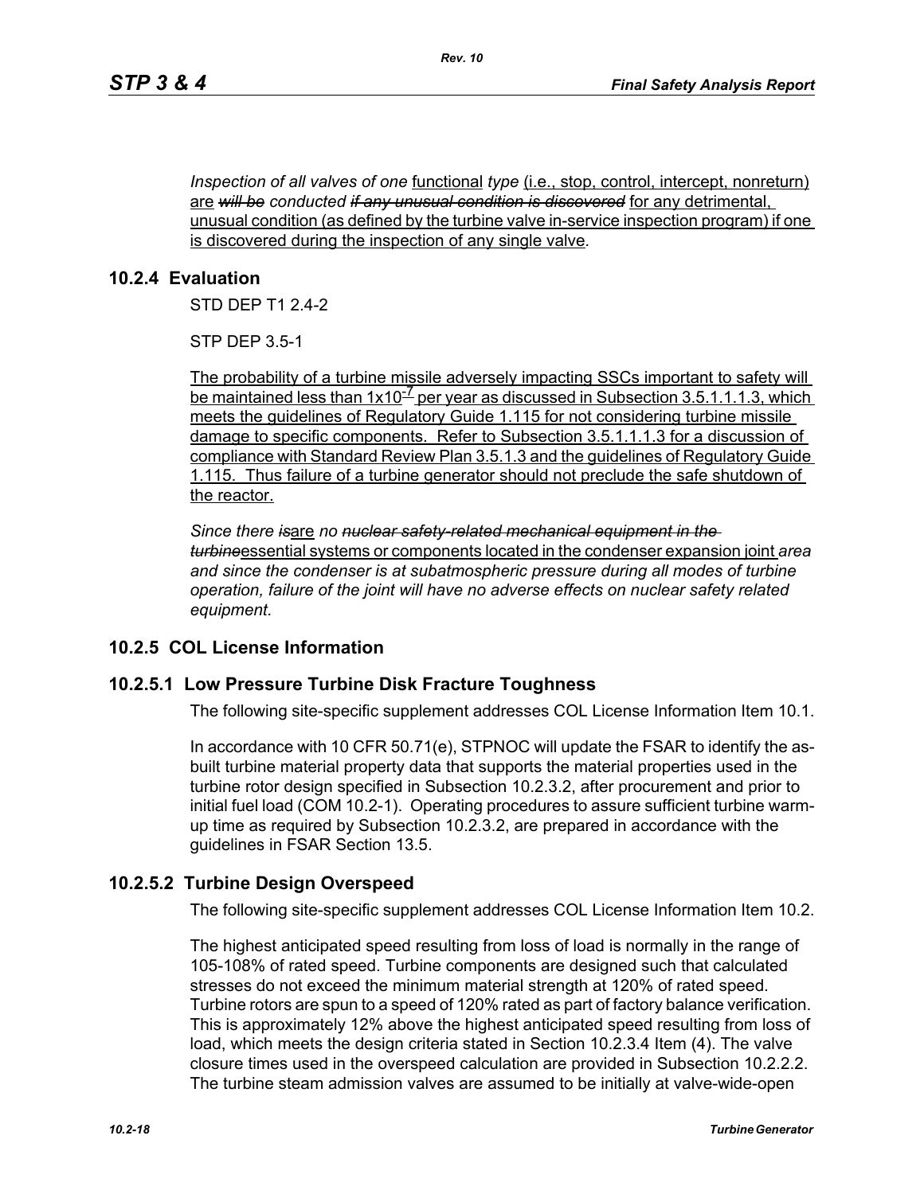*Inspection of all valves of one* functional *type* (i.e., stop, control, intercept, nonreturn) are ~~*will be*~~ *conducted* ~~*if any unusual condition is discovered*~~ for any detrimental, unusual condition (as defined by the turbine valve in-service inspection program) if one is discovered during the inspection of any single valve*.*

## 10.2.4 Evaluation

STD DEP T1 2.4-2

STP DEP 3.5-1

The probability of a turbine missile adversely impacting SSCs important to safety will be maintained less than $1x10^{-7}$ per year as discussed in Subsection 3.5.1.1.1.3, which meets the guidelines of Regulatory Guide 1.115 for not considering turbine missile damage to specific components. Refer to Subsection 3.5.1.1.1.3 for a discussion of compliance with Standard Review Plan 3.5.1.3 and the guidelines of Regulatory Guide 1.115. Thus failure of a turbine generator should not preclude the safe shutdown of the reactor.

*Since there* ~~*is*~~are *no* ~~*nuclear safety-related mechanical equipment in the turbine*~~essential systems or components located in the condenser expansion joint *area and since the condenser is at subatmospheric pressure during all modes of turbine operation, failure of the joint will have no adverse effects on nuclear safety related equipment.*

## 10.2.5 COL License Information

### 10.2.5.1 Low Pressure Turbine Disk Fracture Toughness

The following site-specific supplement addresses COL License Information Item 10.1.

In accordance with 10 CFR 50.71(e), STPNOC will update the FSAR to identify the as-built turbine material property data that supports the material properties used in the turbine rotor design specified in Subsection 10.2.3.2, after procurement and prior to initial fuel load (COM 10.2-1). Operating procedures to assure sufficient turbine warm-up time as required by Subsection 10.2.3.2, are prepared in accordance with the guidelines in FSAR Section 13.5.

### 10.2.5.2 Turbine Design Overspeed

The following site-specific supplement addresses COL License Information Item 10.2.

The highest anticipated speed resulting from loss of load is normally in the range of 105-108% of rated speed. Turbine components are designed such that calculated stresses do not exceed the minimum material strength at 120% of rated speed. Turbine rotors are spun to a speed of 120% rated as part of factory balance verification. This is approximately 12% above the highest anticipated speed resulting from loss of load, which meets the design criteria stated in Section 10.2.3.4 Item (4). The valve closure times used in the overspeed calculation are provided in Subsection 10.2.2.2. The turbine steam admission valves are assumed to be initially at valve-wide-open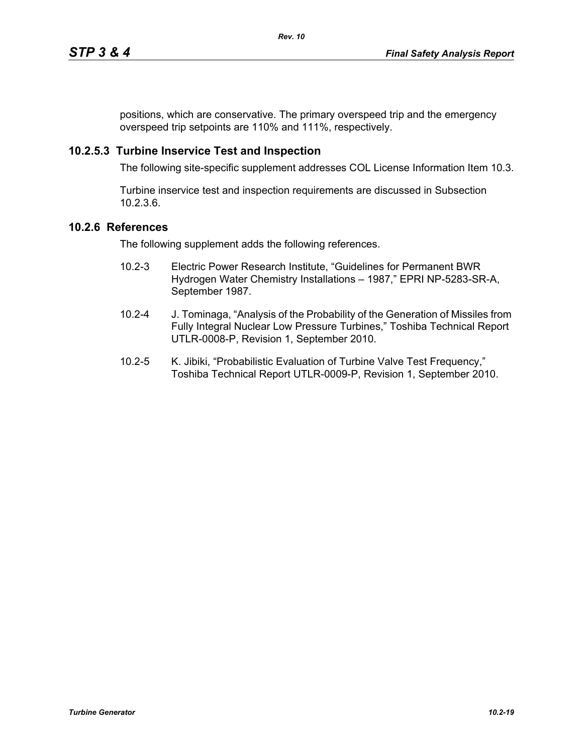positions, which are conservative. The primary overspeed trip and the emergency overspeed trip setpoints are 110% and 111%, respectively.

### 10.2.5.3 Turbine Inservice Test and Inspection

The following site-specific supplement addresses COL License Information Item 10.3.

Turbine inservice test and inspection requirements are discussed in Subsection 10.2.3.6.

## 10.2.6 References

The following supplement adds the following references.

10.2-3 Electric Power Research Institute, "Guidelines for Permanent BWR Hydrogen Water Chemistry Installations – 1987," EPRI NP-5283-SR-A, September 1987.

10.2-4 J. Tominaga, "Analysis of the Probability of the Generation of Missiles from Fully Integral Nuclear Low Pressure Turbines," Toshiba Technical Report UTLR-0008-P, Revision 1, September 2010.

10.2-5 K. Jibiki, "Probabilistic Evaluation of Turbine Valve Test Frequency," Toshiba Technical Report UTLR-0009-P, Revision 1, September 2010.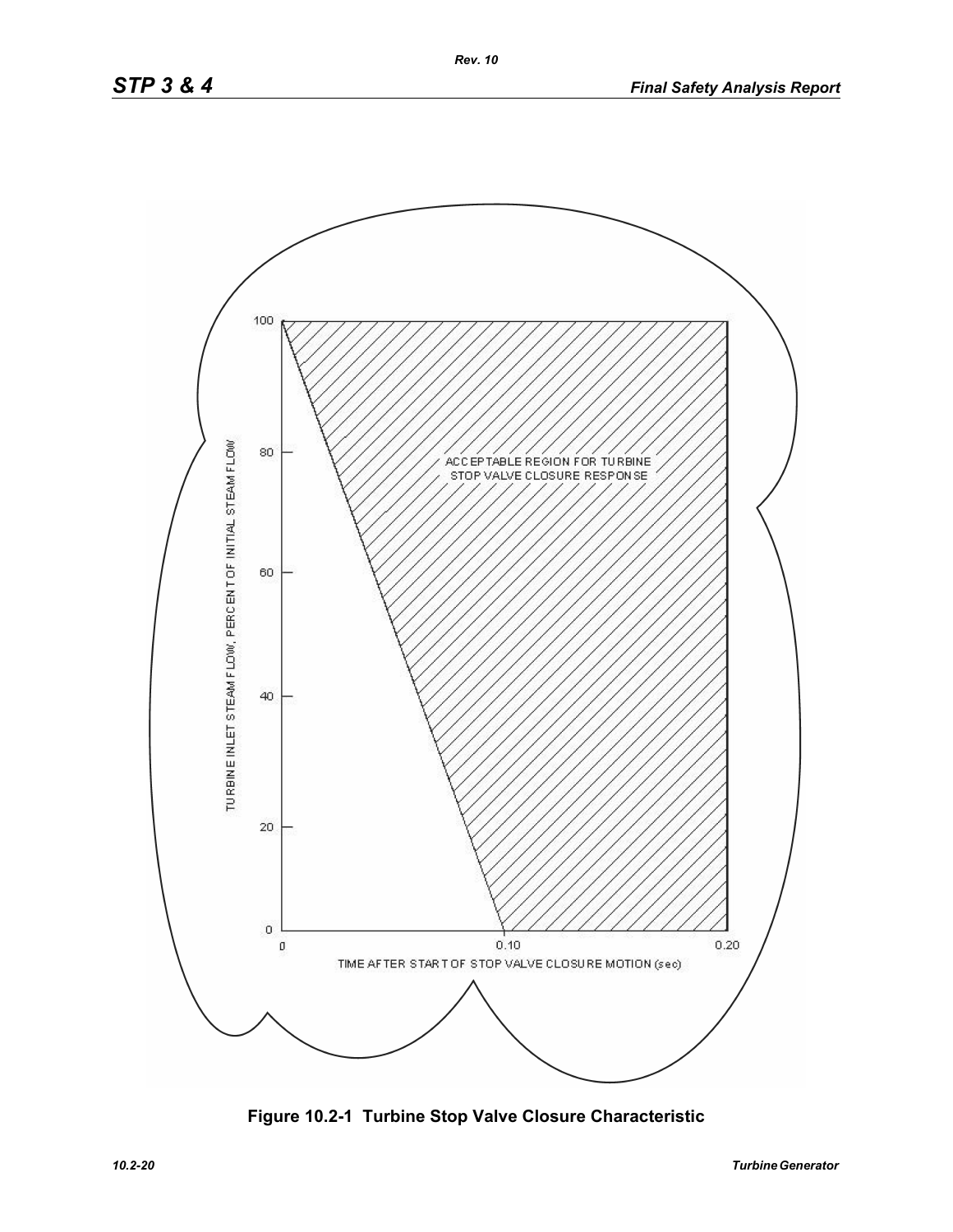Figure 10.2-1 Turbine Stop Valve Closure Characteristic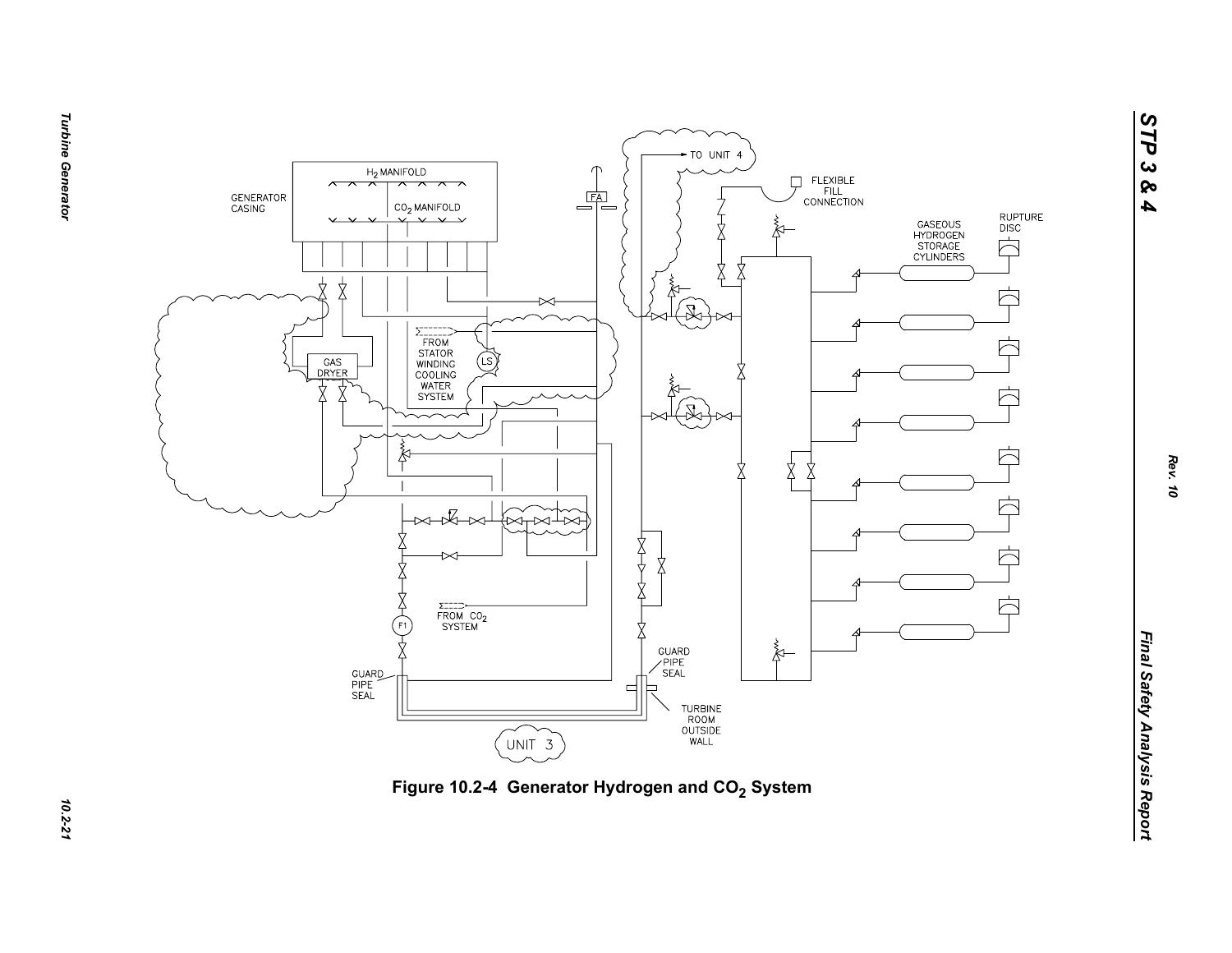Figure 10.2-4 Generator Hydrogen and $CO_2$ System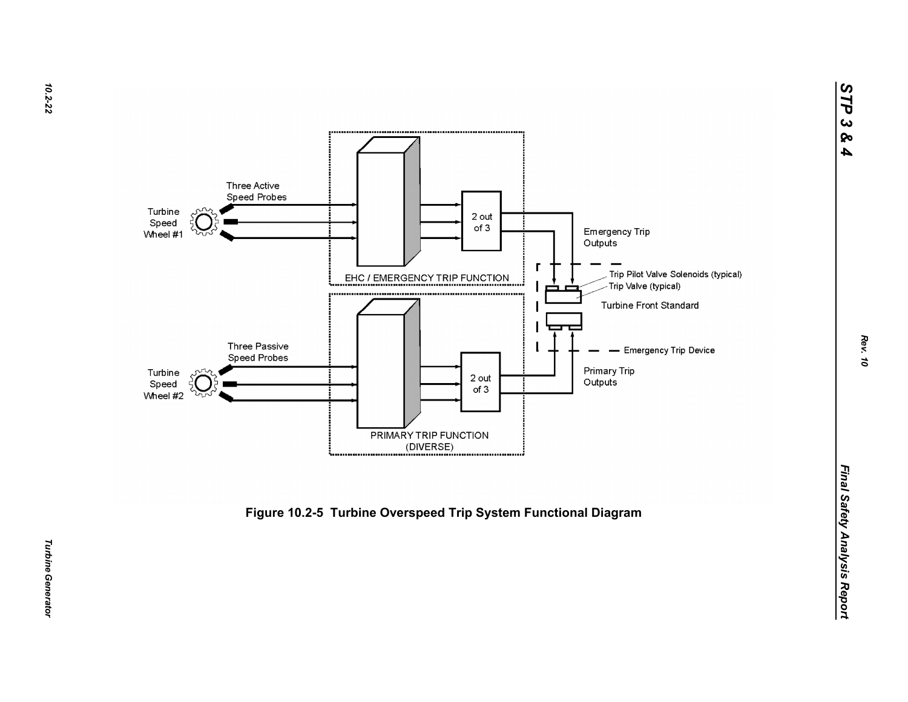Three Active Speed Probes

Turbine Speed Wheel #1

2 out of 3

Emergency Trip Outputs

EHC / EMERGENCY TRIP FUNCTION

Trip Pilot Valve Solenoids (typical)

Trip Valve (typical)

Turbine Front Standard

Emergency Trip Device

Three Passive Speed Probes

Turbine Speed Wheel #2

2 out of 3

Primary Trip Outputs

PRIMARY TRIP FUNCTION (DIVERSE)

**Figure 10.2-5 Turbine Overspeed Trip System Functional Diagram**